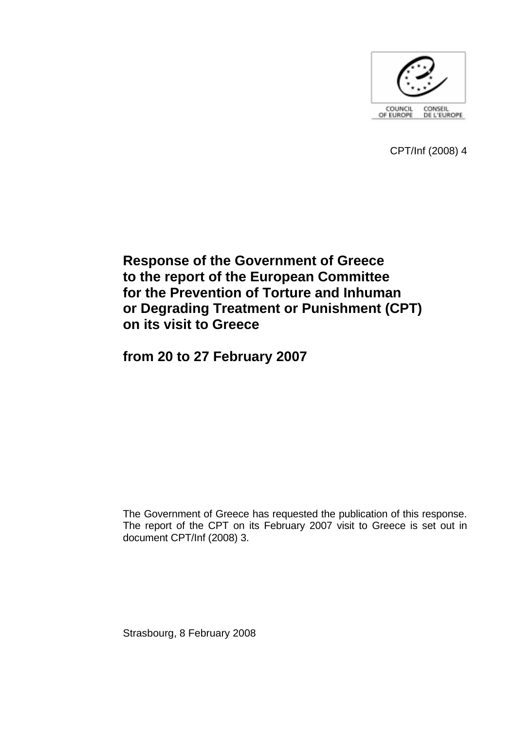COUNCIL OF EUROPE — CONSEIL DE L'EUROPE

CPT/Inf (2008) 4

# Response of the Government of Greece to the report of the European Committee for the Prevention of Torture and Inhuman or Degrading Treatment or Punishment (CPT) on its visit to Greece

# from 20 to 27 February 2007

The Government of Greece has requested the publication of this response. The report of the CPT on its February 2007 visit to Greece is set out in document CPT/Inf (2008) 3.

Strasbourg, 8 February 2008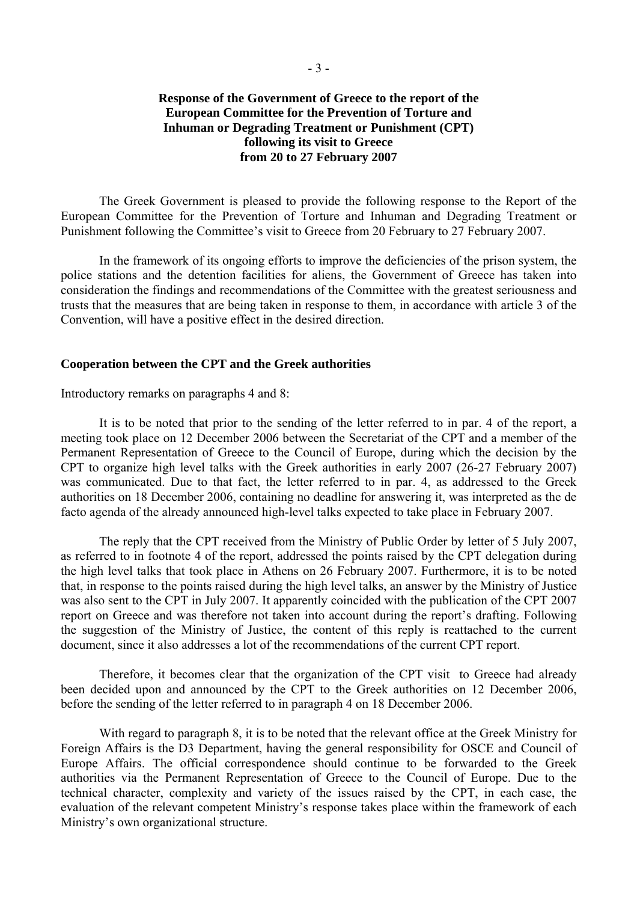**Response of the Government of Greece to the report of the European Committee for the Prevention of Torture and Inhuman or Degrading Treatment or Punishment (CPT) following its visit to Greece from 20 to 27 February 2007**

The Greek Government is pleased to provide the following response to the Report of the European Committee for the Prevention of Torture and Inhuman and Degrading Treatment or Punishment following the Committee's visit to Greece from 20 February to 27 February 2007.

In the framework of its ongoing efforts to improve the deficiencies of the prison system, the police stations and the detention facilities for aliens, the Government of Greece has taken into consideration the findings and recommendations of the Committee with the greatest seriousness and trusts that the measures that are being taken in response to them, in accordance with article 3 of the Convention, will have a positive effect in the desired direction.

**Cooperation between the CPT and the Greek authorities**

Introductory remarks on paragraphs 4 and 8:

It is to be noted that prior to the sending of the letter referred to in par. 4 of the report, a meeting took place on 12 December 2006 between the Secretariat of the CPT and a member of the Permanent Representation of Greece to the Council of Europe, during which the decision by the CPT to organize high level talks with the Greek authorities in early 2007 (26-27 February 2007) was communicated. Due to that fact, the letter referred to in par. 4, as addressed to the Greek authorities on 18 December 2006, containing no deadline for answering it, was interpreted as the de facto agenda of the already announced high-level talks expected to take place in February 2007.

The reply that the CPT received from the Ministry of Public Order by letter of 5 July 2007, as referred to in footnote 4 of the report, addressed the points raised by the CPT delegation during the high level talks that took place in Athens on 26 February 2007. Furthermore, it is to be noted that, in response to the points raised during the high level talks, an answer by the Ministry of Justice was also sent to the CPT in July 2007. It apparently coincided with the publication of the CPT 2007 report on Greece and was therefore not taken into account during the report's drafting. Following the suggestion of the Ministry of Justice, the content of this reply is reattached to the current document, since it also addresses a lot of the recommendations of the current CPT report.

Therefore, it becomes clear that the organization of the CPT visit to Greece had already been decided upon and announced by the CPT to the Greek authorities on 12 December 2006, before the sending of the letter referred to in paragraph 4 on 18 December 2006.

With regard to paragraph 8, it is to be noted that the relevant office at the Greek Ministry for Foreign Affairs is the D3 Department, having the general responsibility for OSCE and Council of Europe Affairs. The official correspondence should continue to be forwarded to the Greek authorities via the Permanent Representation of Greece to the Council of Europe. Due to the technical character, complexity and variety of the issues raised by the CPT, in each case, the evaluation of the relevant competent Ministry's response takes place within the framework of each Ministry's own organizational structure.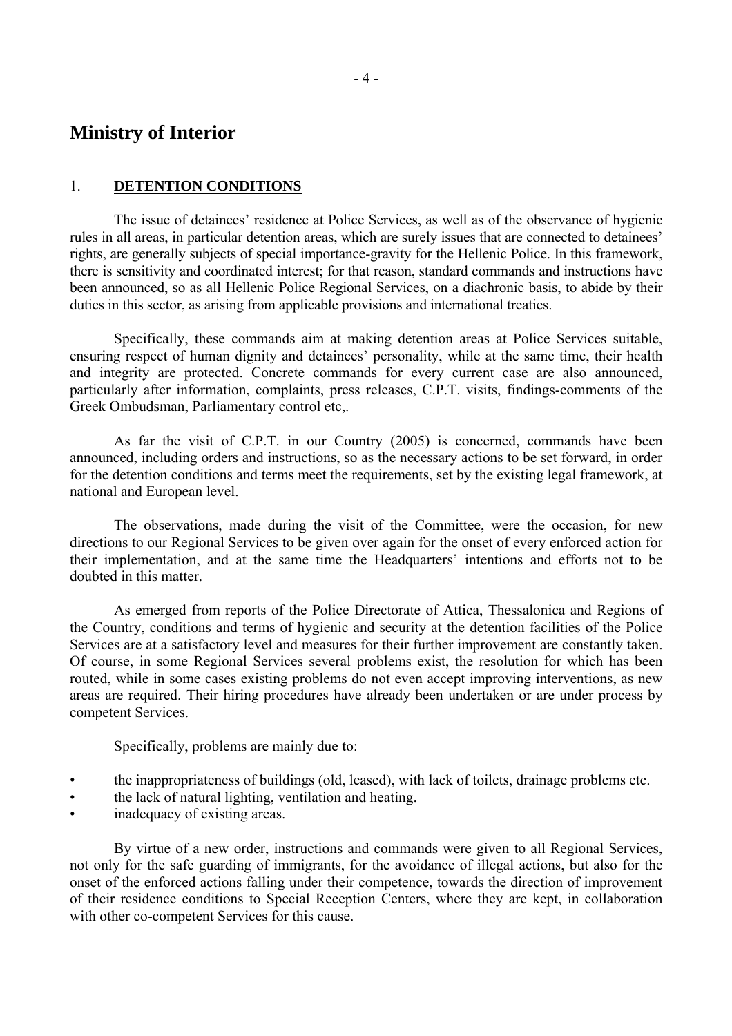# Ministry of Interior

## 1. DETENTION CONDITIONS

The issue of detainees' residence at Police Services, as well as of the observance of hygienic rules in all areas, in particular detention areas, which are surely issues that are connected to detainees' rights, are generally subjects of special importance-gravity for the Hellenic Police. In this framework, there is sensitivity and coordinated interest; for that reason, standard commands and instructions have been announced, so as all Hellenic Police Regional Services, on a diachronic basis, to abide by their duties in this sector, as arising from applicable provisions and international treaties.

Specifically, these commands aim at making detention areas at Police Services suitable, ensuring respect of human dignity and detainees' personality, while at the same time, their health and integrity are protected. Concrete commands for every current case are also announced, particularly after information, complaints, press releases, C.P.T. visits, findings-comments of the Greek Ombudsman, Parliamentary control etc,.

As far the visit of C.P.T. in our Country (2005) is concerned, commands have been announced, including orders and instructions, so as the necessary actions to be set forward, in order for the detention conditions and terms meet the requirements, set by the existing legal framework, at national and European level.

The observations, made during the visit of the Committee, were the occasion, for new directions to our Regional Services to be given over again for the onset of every enforced action for their implementation, and at the same time the Headquarters' intentions and efforts not to be doubted in this matter.

As emerged from reports of the Police Directorate of Attica, Thessalonica and Regions of the Country, conditions and terms of hygienic and security at the detention facilities of the Police Services are at a satisfactory level and measures for their further improvement are constantly taken. Of course, in some Regional Services several problems exist, the resolution for which has been routed, while in some cases existing problems do not even accept improving interventions, as new areas are required. Their hiring procedures have already been undertaken or are under process by competent Services.

Specifically, problems are mainly due to:

- the inappropriateness of buildings (old, leased), with lack of toilets, drainage problems etc.
- the lack of natural lighting, ventilation and heating.
- inadequacy of existing areas.

By virtue of a new order, instructions and commands were given to all Regional Services, not only for the safe guarding of immigrants, for the avoidance of illegal actions, but also for the onset of the enforced actions falling under their competence, towards the direction of improvement of their residence conditions to Special Reception Centers, where they are kept, in collaboration with other co-competent Services for this cause.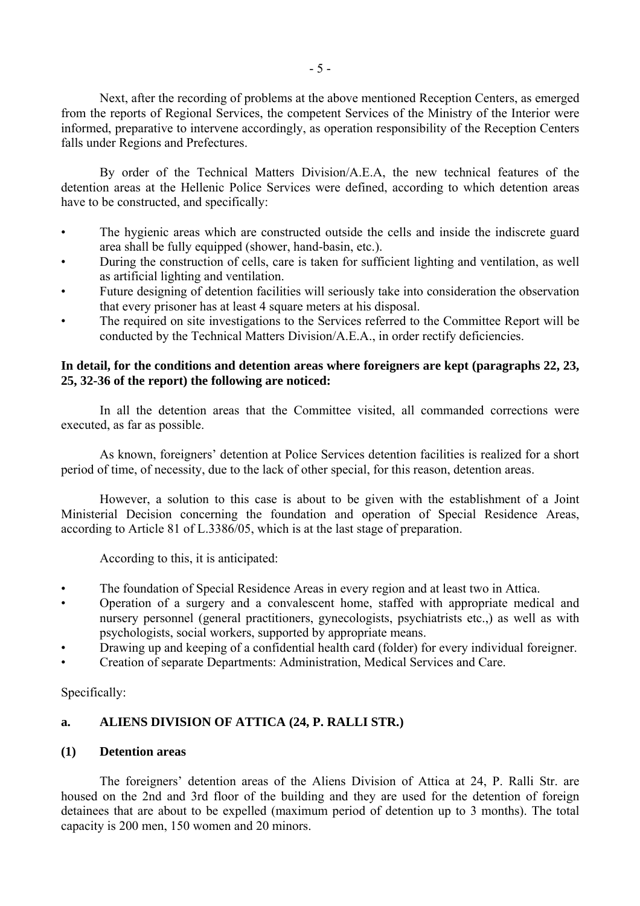Next, after the recording of problems at the above mentioned Reception Centers, as emerged from the reports of Regional Services, the competent Services of the Ministry of the Interior were informed, preparative to intervene accordingly, as operation responsibility of the Reception Centers falls under Regions and Prefectures.

By order of the Technical Matters Division/A.E.A, the new technical features of the detention areas at the Hellenic Police Services were defined, according to which detention areas have to be constructed, and specifically:

- The hygienic areas which are constructed outside the cells and inside the indiscrete guard area shall be fully equipped (shower, hand-basin, etc.).
- During the construction of cells, care is taken for sufficient lighting and ventilation, as well as artificial lighting and ventilation.
- Future designing of detention facilities will seriously take into consideration the observation that every prisoner has at least 4 square meters at his disposal.
- The required on site investigations to the Services referred to the Committee Report will be conducted by the Technical Matters Division/A.E.A., in order rectify deficiencies.

**In detail, for the conditions and detention areas where foreigners are kept (paragraphs 22, 23, 25, 32-36 of the report) the following are noticed:**

In all the detention areas that the Committee visited, all commanded corrections were executed, as far as possible.

As known, foreigners' detention at Police Services detention facilities is realized for a short period of time, of necessity, due to the lack of other special, for this reason, detention areas.

However, a solution to this case is about to be given with the establishment of a Joint Ministerial Decision concerning the foundation and operation of Special Residence Areas, according to Article 81 of L.3386/05, which is at the last stage of preparation.

According to this, it is anticipated:

- The foundation of Special Residence Areas in every region and at least two in Attica.
- Operation of a surgery and a convalescent home, staffed with appropriate medical and nursery personnel (general practitioners, gynecologists, psychiatrists etc.,) as well as with psychologists, social workers, supported by appropriate means.
- Drawing up and keeping of a confidential health card (folder) for every individual foreigner.
- Creation of separate Departments: Administration, Medical Services and Care.

Specifically:

### a. ALIENS DIVISION OF ATTICA (24, P. RALLI STR.)

#### (1) Detention areas

The foreigners' detention areas of the Aliens Division of Attica at 24, P. Ralli Str. are housed on the 2nd and 3rd floor of the building and they are used for the detention of foreign detainees that are about to be expelled (maximum period of detention up to 3 months). The total capacity is 200 men, 150 women and 20 minors.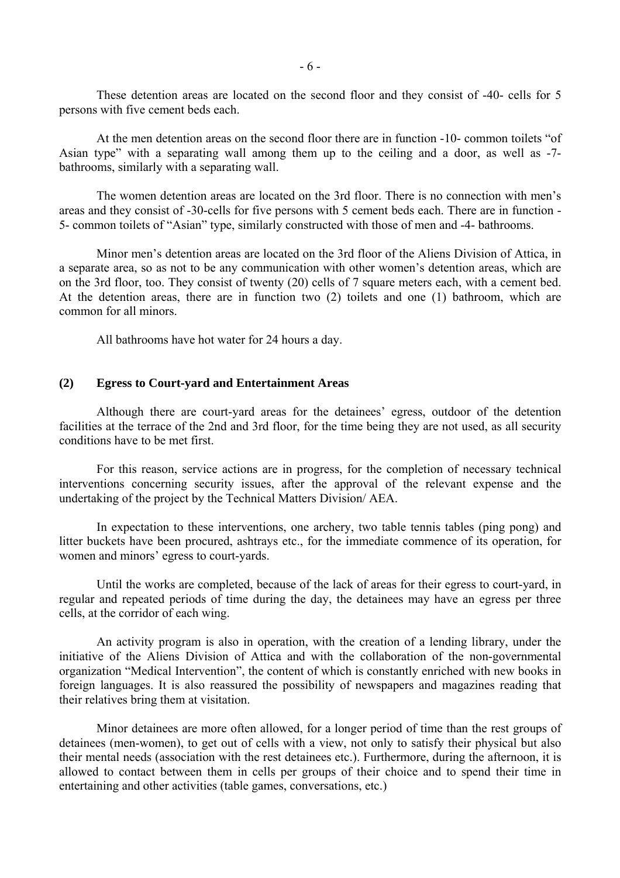These detention areas are located on the second floor and they consist of -40- cells for 5 persons with five cement beds each.

At the men detention areas on the second floor there are in function -10- common toilets "of Asian type" with a separating wall among them up to the ceiling and a door, as well as -7- bathrooms, similarly with a separating wall.

The women detention areas are located on the 3rd floor. There is no connection with men's areas and they consist of -30-cells for five persons with 5 cement beds each. There are in function -5- common toilets of "Asian" type, similarly constructed with those of men and -4- bathrooms.

Minor men's detention areas are located on the 3rd floor of the Aliens Division of Attica, in a separate area, so as not to be any communication with other women's detention areas, which are on the 3rd floor, too. They consist of twenty (20) cells of 7 square meters each, with a cement bed. At the detention areas, there are in function two (2) toilets and one (1) bathroom, which are common for all minors.

All bathrooms have hot water for 24 hours a day.

### (2) Egress to Court-yard and Entertainment Areas

Although there are court-yard areas for the detainees' egress, outdoor of the detention facilities at the terrace of the 2nd and 3rd floor, for the time being they are not used, as all security conditions have to be met first.

For this reason, service actions are in progress, for the completion of necessary technical interventions concerning security issues, after the approval of the relevant expense and the undertaking of the project by the Technical Matters Division/ AEA.

In expectation to these interventions, one archery, two table tennis tables (ping pong) and litter buckets have been procured, ashtrays etc., for the immediate commence of its operation, for women and minors' egress to court-yards.

Until the works are completed, because of the lack of areas for their egress to court-yard, in regular and repeated periods of time during the day, the detainees may have an egress per three cells, at the corridor of each wing.

An activity program is also in operation, with the creation of a lending library, under the initiative of the Aliens Division of Attica and with the collaboration of the non-governmental organization "Medical Intervention", the content of which is constantly enriched with new books in foreign languages. It is also reassured the possibility of newspapers and magazines reading that their relatives bring them at visitation.

Minor detainees are more often allowed, for a longer period of time than the rest groups of detainees (men-women), to get out of cells with a view, not only to satisfy their physical but also their mental needs (association with the rest detainees etc.). Furthermore, during the afternoon, it is allowed to contact between them in cells per groups of their choice and to spend their time in entertaining and other activities (table games, conversations, etc.)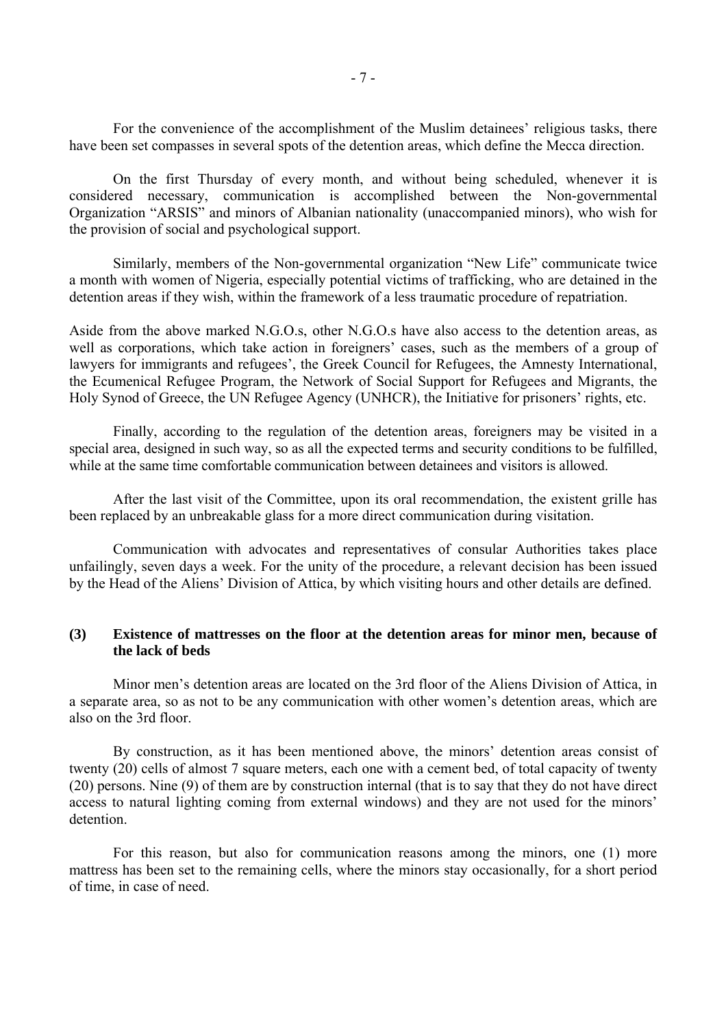For the convenience of the accomplishment of the Muslim detainees' religious tasks, there have been set compasses in several spots of the detention areas, which define the Mecca direction.

On the first Thursday of every month, and without being scheduled, whenever it is considered necessary, communication is accomplished between the Non-governmental Organization "ARSIS" and minors of Albanian nationality (unaccompanied minors), who wish for the provision of social and psychological support.

Similarly, members of the Non-governmental organization "New Life" communicate twice a month with women of Nigeria, especially potential victims of trafficking, who are detained in the detention areas if they wish, within the framework of a less traumatic procedure of repatriation.

Aside from the above marked N.G.O.s, other N.G.O.s have also access to the detention areas, as well as corporations, which take action in foreigners' cases, such as the members of a group of lawyers for immigrants and refugees', the Greek Council for Refugees, the Amnesty International, the Ecumenical Refugee Program, the Network of Social Support for Refugees and Migrants, the Holy Synod of Greece, the UN Refugee Agency (UNHCR), the Initiative for prisoners' rights, etc.

Finally, according to the regulation of the detention areas, foreigners may be visited in a special area, designed in such way, so as all the expected terms and security conditions to be fulfilled, while at the same time comfortable communication between detainees and visitors is allowed.

After the last visit of the Committee, upon its oral recommendation, the existent grille has been replaced by an unbreakable glass for a more direct communication during visitation.

Communication with advocates and representatives of consular Authorities takes place unfailingly, seven days a week. For the unity of the procedure, a relevant decision has been issued by the Head of the Aliens' Division of Attica, by which visiting hours and other details are defined.

**(3) Existence of mattresses on the floor at the detention areas for minor men, because of the lack of beds**

Minor men's detention areas are located on the 3rd floor of the Aliens Division of Attica, in a separate area, so as not to be any communication with other women's detention areas, which are also on the 3rd floor.

By construction, as it has been mentioned above, the minors' detention areas consist of twenty (20) cells of almost 7 square meters, each one with a cement bed, of total capacity of twenty (20) persons. Nine (9) of them are by construction internal (that is to say that they do not have direct access to natural lighting coming from external windows) and they are not used for the minors' detention.

For this reason, but also for communication reasons among the minors, one (1) more mattress has been set to the remaining cells, where the minors stay occasionally, for a short period of time, in case of need.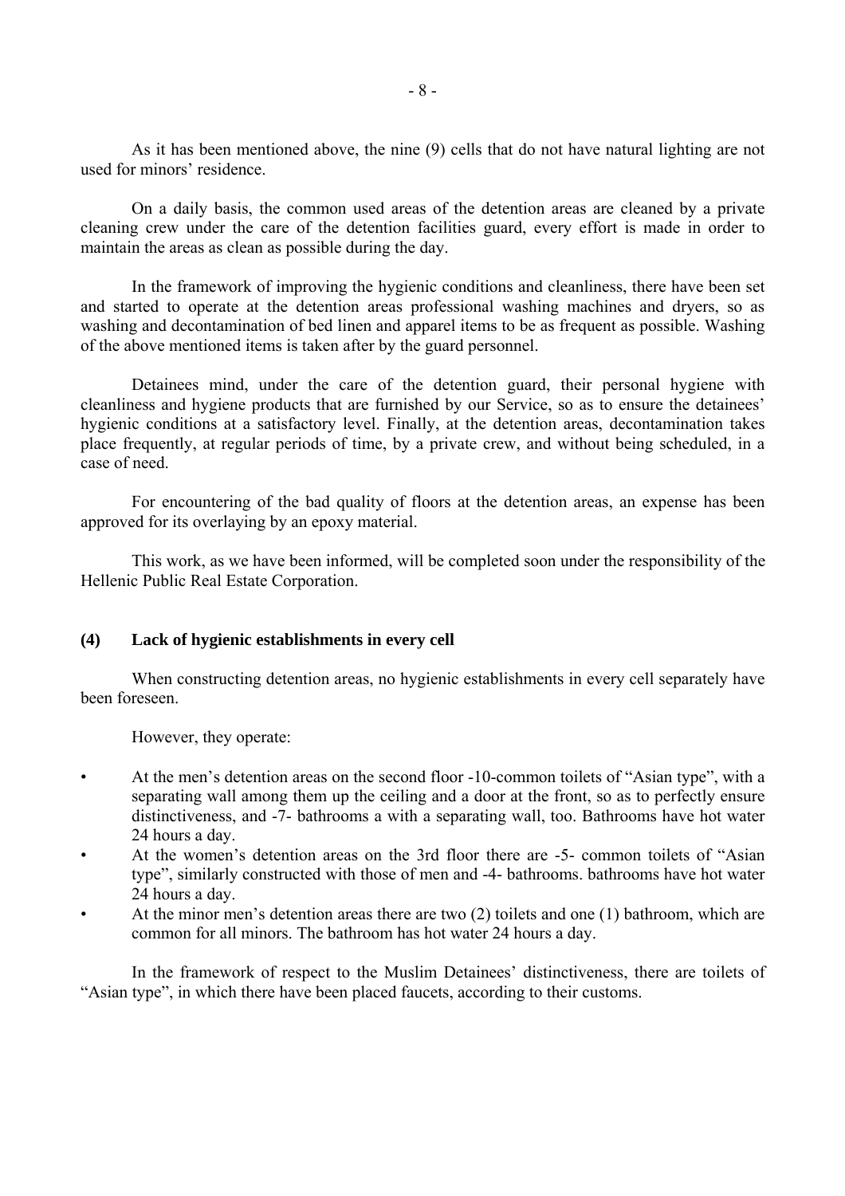As it has been mentioned above, the nine (9) cells that do not have natural lighting are not used for minors' residence.

On a daily basis, the common used areas of the detention areas are cleaned by a private cleaning crew under the care of the detention facilities guard, every effort is made in order to maintain the areas as clean as possible during the day.

In the framework of improving the hygienic conditions and cleanliness, there have been set and started to operate at the detention areas professional washing machines and dryers, so as washing and decontamination of bed linen and apparel items to be as frequent as possible. Washing of the above mentioned items is taken after by the guard personnel.

Detainees mind, under the care of the detention guard, their personal hygiene with cleanliness and hygiene products that are furnished by our Service, so as to ensure the detainees' hygienic conditions at a satisfactory level. Finally, at the detention areas, decontamination takes place frequently, at regular periods of time, by a private crew, and without being scheduled, in a case of need.

For encountering of the bad quality of floors at the detention areas, an expense has been approved for its overlaying by an epoxy material.

This work, as we have been informed, will be completed soon under the responsibility of the Hellenic Public Real Estate Corporation.

**(4) Lack of hygienic establishments in every cell**

When constructing detention areas, no hygienic establishments in every cell separately have been foreseen.

However, they operate:

- At the men's detention areas on the second floor -10-common toilets of "Asian type", with a separating wall among them up the ceiling and a door at the front, so as to perfectly ensure distinctiveness, and -7- bathrooms a with a separating wall, too. Bathrooms have hot water 24 hours a day.
- At the women's detention areas on the 3rd floor there are -5- common toilets of "Asian type", similarly constructed with those of men and -4- bathrooms. bathrooms have hot water 24 hours a day.
- At the minor men's detention areas there are two (2) toilets and one (1) bathroom, which are common for all minors. The bathroom has hot water 24 hours a day.

In the framework of respect to the Muslim Detainees' distinctiveness, there are toilets of "Asian type", in which there have been placed faucets, according to their customs.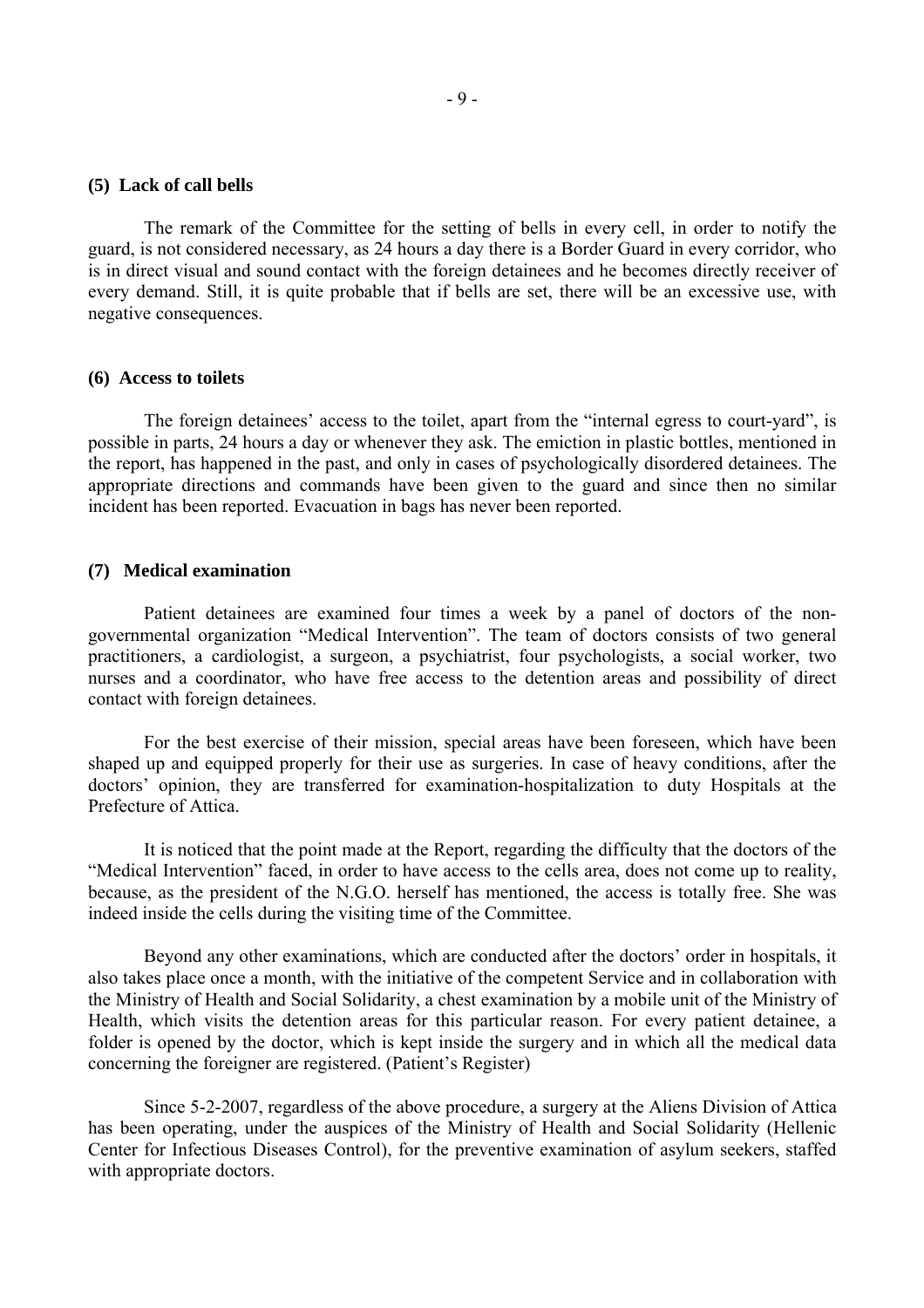### (5) Lack of call bells

The remark of the Committee for the setting of bells in every cell, in order to notify the guard, is not considered necessary, as 24 hours a day there is a Border Guard in every corridor, who is in direct visual and sound contact with the foreign detainees and he becomes directly receiver of every demand. Still, it is quite probable that if bells are set, there will be an excessive use, with negative consequences.

### (6) Access to toilets

The foreign detainees' access to the toilet, apart from the "internal egress to court-yard", is possible in parts, 24 hours a day or whenever they ask. The emiction in plastic bottles, mentioned in the report, has happened in the past, and only in cases of psychologically disordered detainees. The appropriate directions and commands have been given to the guard and since then no similar incident has been reported. Evacuation in bags has never been reported.

### (7) Medical examination

Patient detainees are examined four times a week by a panel of doctors of the non-governmental organization "Medical Intervention". The team of doctors consists of two general practitioners, a cardiologist, a surgeon, a psychiatrist, four psychologists, a social worker, two nurses and a coordinator, who have free access to the detention areas and possibility of direct contact with foreign detainees.

For the best exercise of their mission, special areas have been foreseen, which have been shaped up and equipped properly for their use as surgeries. In case of heavy conditions, after the doctors' opinion, they are transferred for examination-hospitalization to duty Hospitals at the Prefecture of Attica.

It is noticed that the point made at the Report, regarding the difficulty that the doctors of the "Medical Intervention" faced, in order to have access to the cells area, does not come up to reality, because, as the president of the N.G.O. herself has mentioned, the access is totally free. She was indeed inside the cells during the visiting time of the Committee.

Beyond any other examinations, which are conducted after the doctors' order in hospitals, it also takes place once a month, with the initiative of the competent Service and in collaboration with the Ministry of Health and Social Solidarity, a chest examination by a mobile unit of the Ministry of Health, which visits the detention areas for this particular reason. For every patient detainee, a folder is opened by the doctor, which is kept inside the surgery and in which all the medical data concerning the foreigner are registered. (Patient's Register)

Since 5-2-2007, regardless of the above procedure, a surgery at the Aliens Division of Attica has been operating, under the auspices of the Ministry of Health and Social Solidarity (Hellenic Center for Infectious Diseases Control), for the preventive examination of asylum seekers, staffed with appropriate doctors.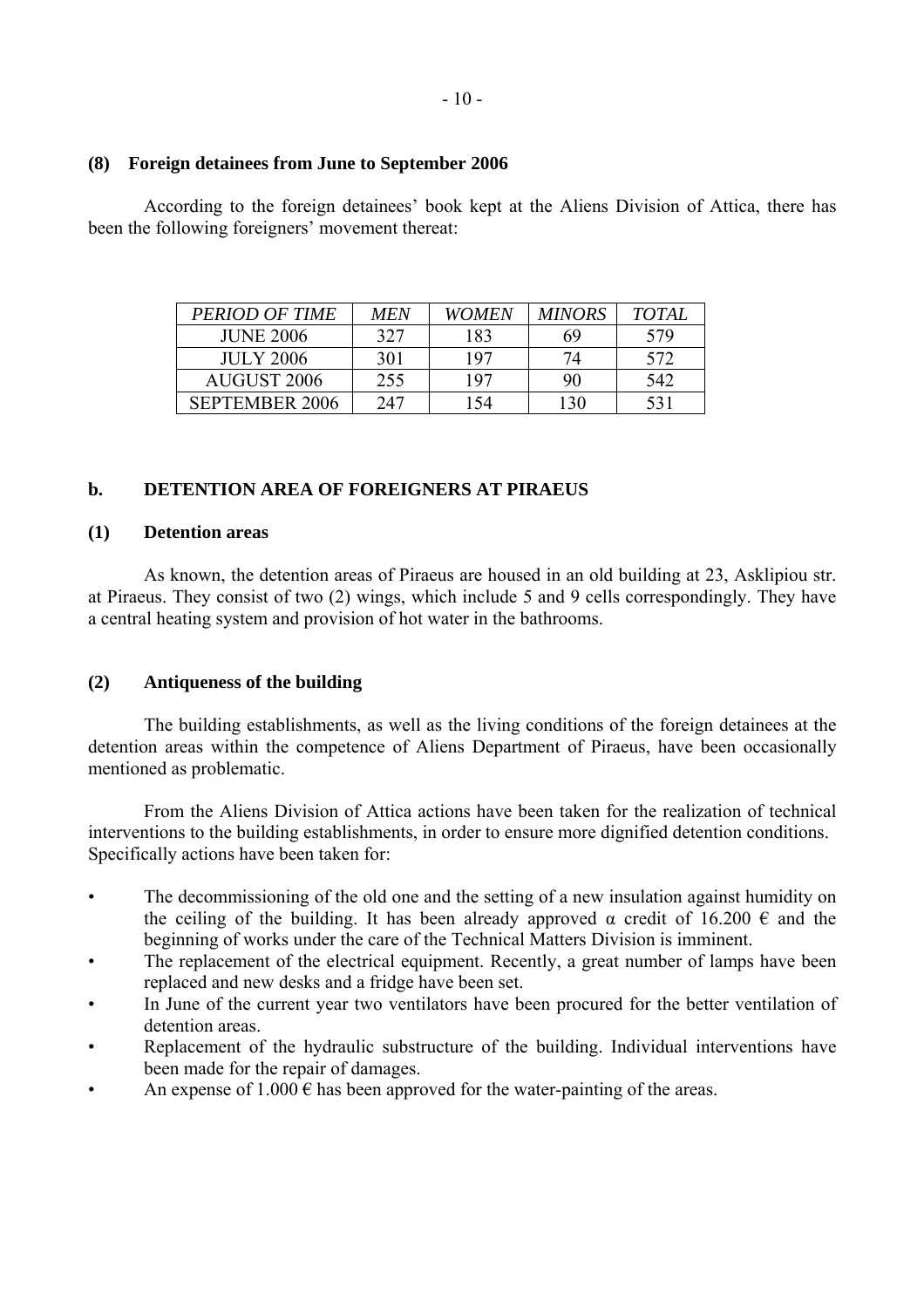**(8) Foreign detainees from June to September 2006**

According to the foreign detainees' book kept at the Aliens Division of Attica, there has been the following foreigners' movement thereat:

| *PERIOD OF TIME* | *MEN* | *WOMEN* | *MINORS* | *TOTAL* |
|---|---|---|---|---|
| JUNE 2006 | 327 | 183 | 69 | 579 |
| JULY 2006 | 301 | 197 | 74 | 572 |
| AUGUST 2006 | 255 | 197 | 90 | 542 |
| SEPTEMBER 2006 | 247 | 154 | 130 | 531 |

**b. DETENTION AREA OF FOREIGNERS AT PIRAEUS**

**(1) Detention areas**

As known, the detention areas of Piraeus are housed in an old building at 23, Asklipiou str. at Piraeus. They consist of two (2) wings, which include 5 and 9 cells correspondingly. They have a central heating system and provision of hot water in the bathrooms.

**(2) Antiqueness of the building**

The building establishments, as well as the living conditions of the foreign detainees at the detention areas within the competence of Aliens Department of Piraeus, have been occasionally mentioned as problematic.

From the Aliens Division of Attica actions have been taken for the realization of technical interventions to the building establishments, in order to ensure more dignified detention conditions. Specifically actions have been taken for:

- The decommissioning of the old one and the setting of a new insulation against humidity on the ceiling of the building. It has been already approved α credit of 16.200 € and the beginning of works under the care of the Technical Matters Division is imminent.
- The replacement of the electrical equipment. Recently, a great number of lamps have been replaced and new desks and a fridge have been set.
- In June of the current year two ventilators have been procured for the better ventilation of detention areas.
- Replacement of the hydraulic substructure of the building. Individual interventions have been made for the repair of damages.
- An expense of 1.000 € has been approved for the water-painting of the areas.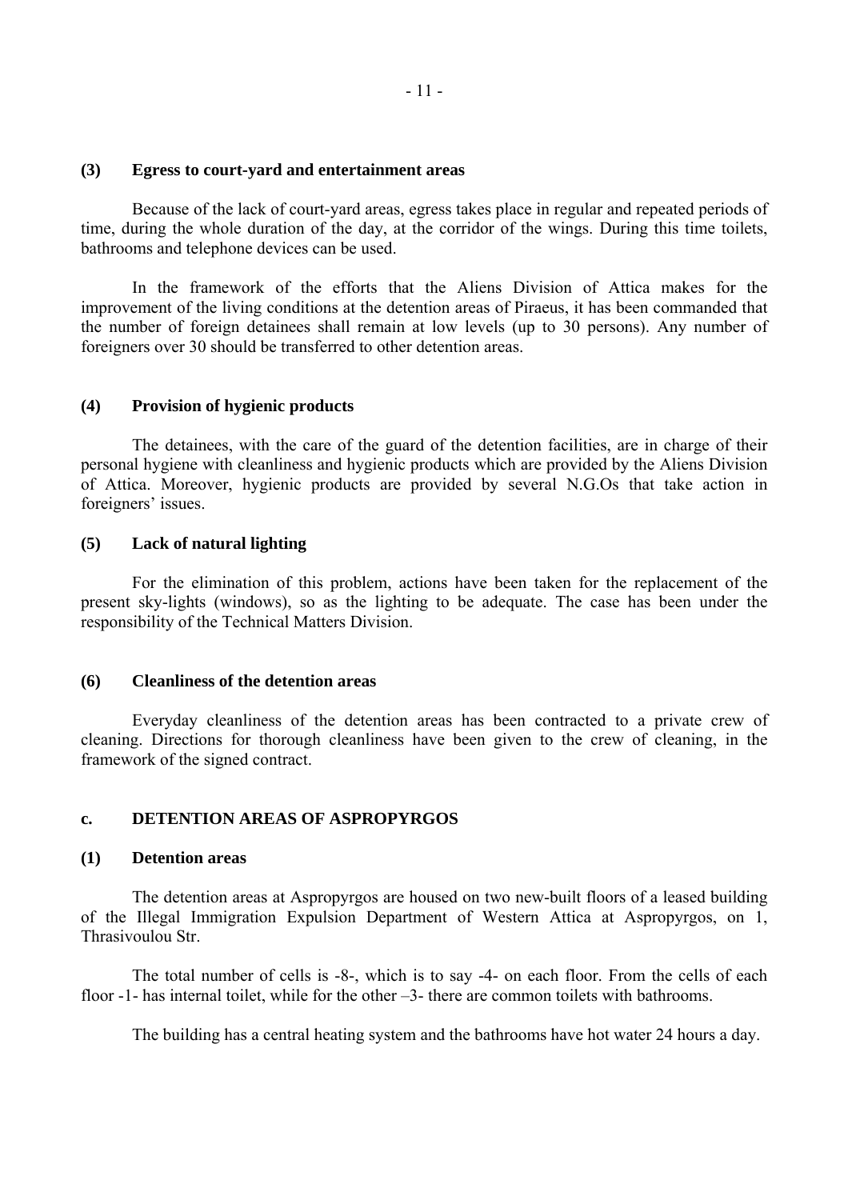**(3) Egress to court-yard and entertainment areas**

Because of the lack of court-yard areas, egress takes place in regular and repeated periods of time, during the whole duration of the day, at the corridor of the wings. During this time toilets, bathrooms and telephone devices can be used.

In the framework of the efforts that the Aliens Division of Attica makes for the improvement of the living conditions at the detention areas of Piraeus, it has been commanded that the number of foreign detainees shall remain at low levels (up to 30 persons). Any number of foreigners over 30 should be transferred to other detention areas.

**(4) Provision of hygienic products**

The detainees, with the care of the guard of the detention facilities, are in charge of their personal hygiene with cleanliness and hygienic products which are provided by the Aliens Division of Attica. Moreover, hygienic products are provided by several N.G.Os that take action in foreigners' issues.

**(5) Lack of natural lighting**

For the elimination of this problem, actions have been taken for the replacement of the present sky-lights (windows), so as the lighting to be adequate. The case has been under the responsibility of the Technical Matters Division.

**(6) Cleanliness of the detention areas**

Everyday cleanliness of the detention areas has been contracted to a private crew of cleaning. Directions for thorough cleanliness have been given to the crew of cleaning, in the framework of the signed contract.

**c. DETENTION AREAS OF ASPROPYRGOS**

**(1) Detention areas**

The detention areas at Aspropyrgos are housed on two new-built floors of a leased building of the Illegal Immigration Expulsion Department of Western Attica at Aspropyrgos, on 1, Thrasivoulou Str.

The total number of cells is -8-, which is to say -4- on each floor. From the cells of each floor -1- has internal toilet, while for the other –3- there are common toilets with bathrooms.

The building has a central heating system and the bathrooms have hot water 24 hours a day.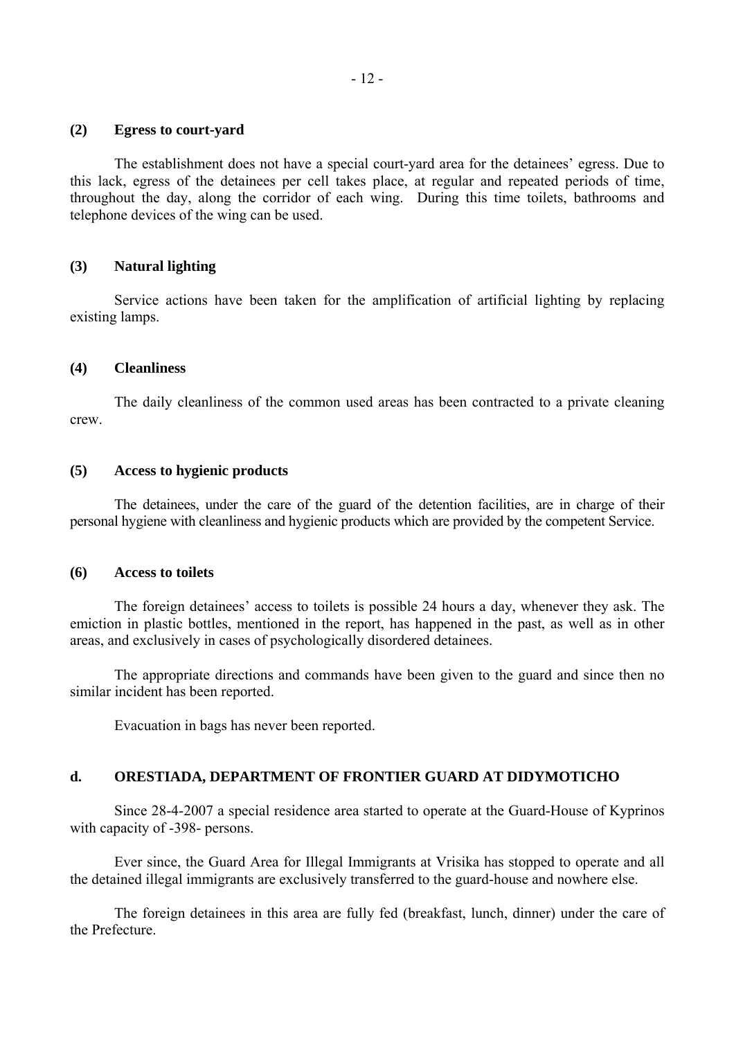**(2) Egress to court-yard**

The establishment does not have a special court-yard area for the detainees' egress. Due to this lack, egress of the detainees per cell takes place, at regular and repeated periods of time, throughout the day, along the corridor of each wing. During this time toilets, bathrooms and telephone devices of the wing can be used.

**(3) Natural lighting**

Service actions have been taken for the amplification of artificial lighting by replacing existing lamps.

**(4) Cleanliness**

The daily cleanliness of the common used areas has been contracted to a private cleaning crew.

**(5) Access to hygienic products**

The detainees, under the care of the guard of the detention facilities, are in charge of their personal hygiene with cleanliness and hygienic products which are provided by the competent Service.

**(6) Access to toilets**

The foreign detainees' access to toilets is possible 24 hours a day, whenever they ask. The emiction in plastic bottles, mentioned in the report, has happened in the past, as well as in other areas, and exclusively in cases of psychologically disordered detainees.

The appropriate directions and commands have been given to the guard and since then no similar incident has been reported.

Evacuation in bags has never been reported.

**d. ORESTIADA, DEPARTMENT OF FRONTIER GUARD AT DIDYMOTICHO**

Since 28-4-2007 a special residence area started to operate at the Guard-House of Kyprinos with capacity of -398- persons.

Ever since, the Guard Area for Illegal Immigrants at Vrisika has stopped to operate and all the detained illegal immigrants are exclusively transferred to the guard-house and nowhere else.

The foreign detainees in this area are fully fed (breakfast, lunch, dinner) under the care of the Prefecture.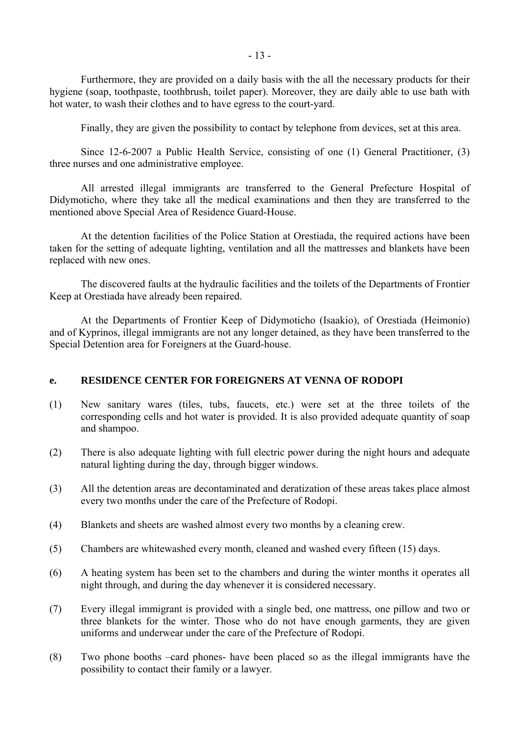Furthermore, they are provided on a daily basis with the all the necessary products for their hygiene (soap, toothpaste, toothbrush, toilet paper). Moreover, they are daily able to use bath with hot water, to wash their clothes and to have egress to the court-yard.

Finally, they are given the possibility to contact by telephone from devices, set at this area.

Since 12-6-2007 a Public Health Service, consisting of one (1) General Practitioner, (3) three nurses and one administrative employee.

All arrested illegal immigrants are transferred to the General Prefecture Hospital of Didymoticho, where they take all the medical examinations and then they are transferred to the mentioned above Special Area of Residence Guard-House.

At the detention facilities of the Police Station at Orestiada, the required actions have been taken for the setting of adequate lighting, ventilation and all the mattresses and blankets have been replaced with new ones.

The discovered faults at the hydraulic facilities and the toilets of the Departments of Frontier Keep at Orestiada have already been repaired.

At the Departments of Frontier Keep of Didymoticho (Isaakio), of Orestiada (Heimonio) and of Kyprinos, illegal immigrants are not any longer detained, as they have been transferred to the Special Detention area for Foreigners at the Guard-house.

## e. RESIDENCE CENTER FOR FOREIGNERS AT VENNA OF RODOPI

(1) New sanitary wares (tiles, tubs, faucets, etc.) were set at the three toilets of the corresponding cells and hot water is provided. It is also provided adequate quantity of soap and shampoo.

(2) There is also adequate lighting with full electric power during the night hours and adequate natural lighting during the day, through bigger windows.

(3) All the detention areas are decontaminated and deratization of these areas takes place almost every two months under the care of the Prefecture of Rodopi.

(4) Blankets and sheets are washed almost every two months by a cleaning crew.

(5) Chambers are whitewashed every month, cleaned and washed every fifteen (15) days.

(6) A heating system has been set to the chambers and during the winter months it operates all night through, and during the day whenever it is considered necessary.

(7) Every illegal immigrant is provided with a single bed, one mattress, one pillow and two or three blankets for the winter. Those who do not have enough garments, they are given uniforms and underwear under the care of the Prefecture of Rodopi.

(8) Two phone booths –card phones- have been placed so as the illegal immigrants have the possibility to contact their family or a lawyer.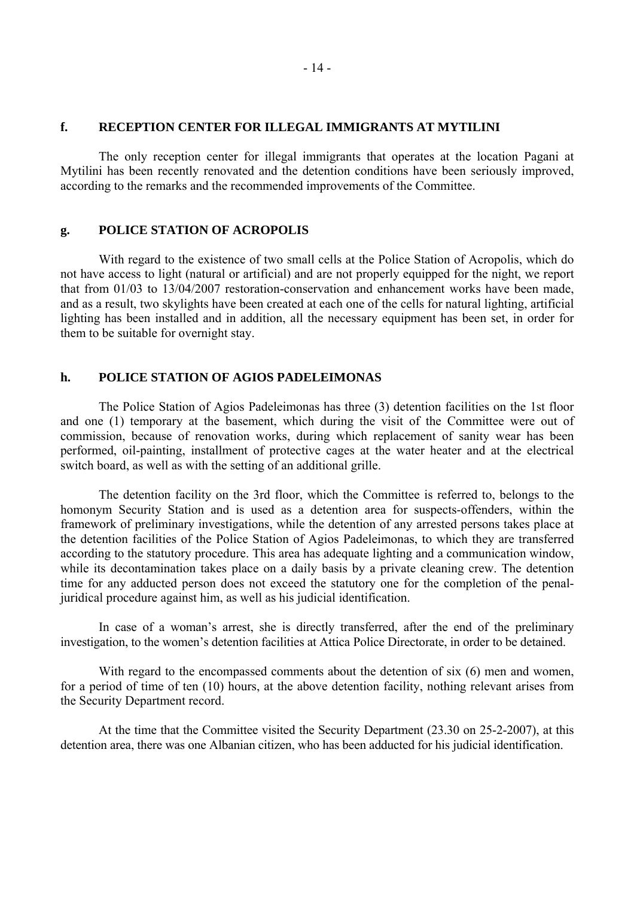### f. RECEPTION CENTER FOR ILLEGAL IMMIGRANTS AT MYTILINI

The only reception center for illegal immigrants that operates at the location Pagani at Mytilini has been recently renovated and the detention conditions have been seriously improved, according to the remarks and the recommended improvements of the Committee.

### g. POLICE STATION OF ACROPOLIS

With regard to the existence of two small cells at the Police Station of Acropolis, which do not have access to light (natural or artificial) and are not properly equipped for the night, we report that from 01/03 to 13/04/2007 restoration-conservation and enhancement works have been made, and as a result, two skylights have been created at each one of the cells for natural lighting, artificial lighting has been installed and in addition, all the necessary equipment has been set, in order for them to be suitable for overnight stay.

### h. POLICE STATION OF AGIOS PADELEIMONAS

The Police Station of Agios Padeleimonas has three (3) detention facilities on the 1st floor and one (1) temporary at the basement, which during the visit of the Committee were out of commission, because of renovation works, during which replacement of sanity wear has been performed, oil-painting, installment of protective cages at the water heater and at the electrical switch board, as well as with the setting of an additional grille.

The detention facility on the 3rd floor, which the Committee is referred to, belongs to the homonym Security Station and is used as a detention area for suspects-offenders, within the framework of preliminary investigations, while the detention of any arrested persons takes place at the detention facilities of the Police Station of Agios Padeleimonas, to which they are transferred according to the statutory procedure. This area has adequate lighting and a communication window, while its decontamination takes place on a daily basis by a private cleaning crew. The detention time for any adducted person does not exceed the statutory one for the completion of the penal-juridical procedure against him, as well as his judicial identification.

In case of a woman's arrest, she is directly transferred, after the end of the preliminary investigation, to the women's detention facilities at Attica Police Directorate, in order to be detained.

With regard to the encompassed comments about the detention of six (6) men and women, for a period of time of ten (10) hours, at the above detention facility, nothing relevant arises from the Security Department record.

At the time that the Committee visited the Security Department (23.30 on 25-2-2007), at this detention area, there was one Albanian citizen, who has been adducted for his judicial identification.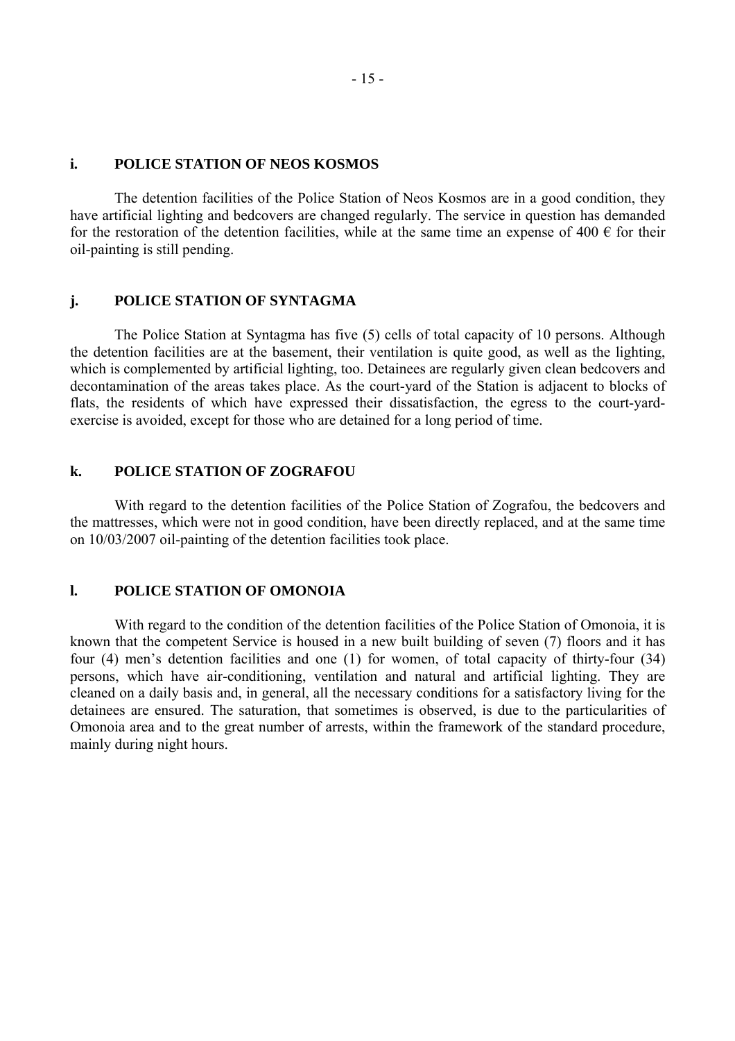### i. POLICE STATION OF NEOS KOSMOS

The detention facilities of the Police Station of Neos Kosmos are in a good condition, they have artificial lighting and bedcovers are changed regularly. The service in question has demanded for the restoration of the detention facilities, while at the same time an expense of 400 € for their oil-painting is still pending.

### j. POLICE STATION OF SYNTAGMA

The Police Station at Syntagma has five (5) cells of total capacity of 10 persons. Although the detention facilities are at the basement, their ventilation is quite good, as well as the lighting, which is complemented by artificial lighting, too. Detainees are regularly given clean bedcovers and decontamination of the areas takes place. As the court-yard of the Station is adjacent to blocks of flats, the residents of which have expressed their dissatisfaction, the egress to the court-yard-exercise is avoided, except for those who are detained for a long period of time.

### k. POLICE STATION OF ZOGRAFOU

With regard to the detention facilities of the Police Station of Zografou, the bedcovers and the mattresses, which were not in good condition, have been directly replaced, and at the same time on 10/03/2007 oil-painting of the detention facilities took place.

### l. POLICE STATION OF OMONOIA

With regard to the condition of the detention facilities of the Police Station of Omonoia, it is known that the competent Service is housed in a new built building of seven (7) floors and it has four (4) men's detention facilities and one (1) for women, of total capacity of thirty-four (34) persons, which have air-conditioning, ventilation and natural and artificial lighting. They are cleaned on a daily basis and, in general, all the necessary conditions for a satisfactory living for the detainees are ensured. The saturation, that sometimes is observed, is due to the particularities of Omonoia area and to the great number of arrests, within the framework of the standard procedure, mainly during night hours.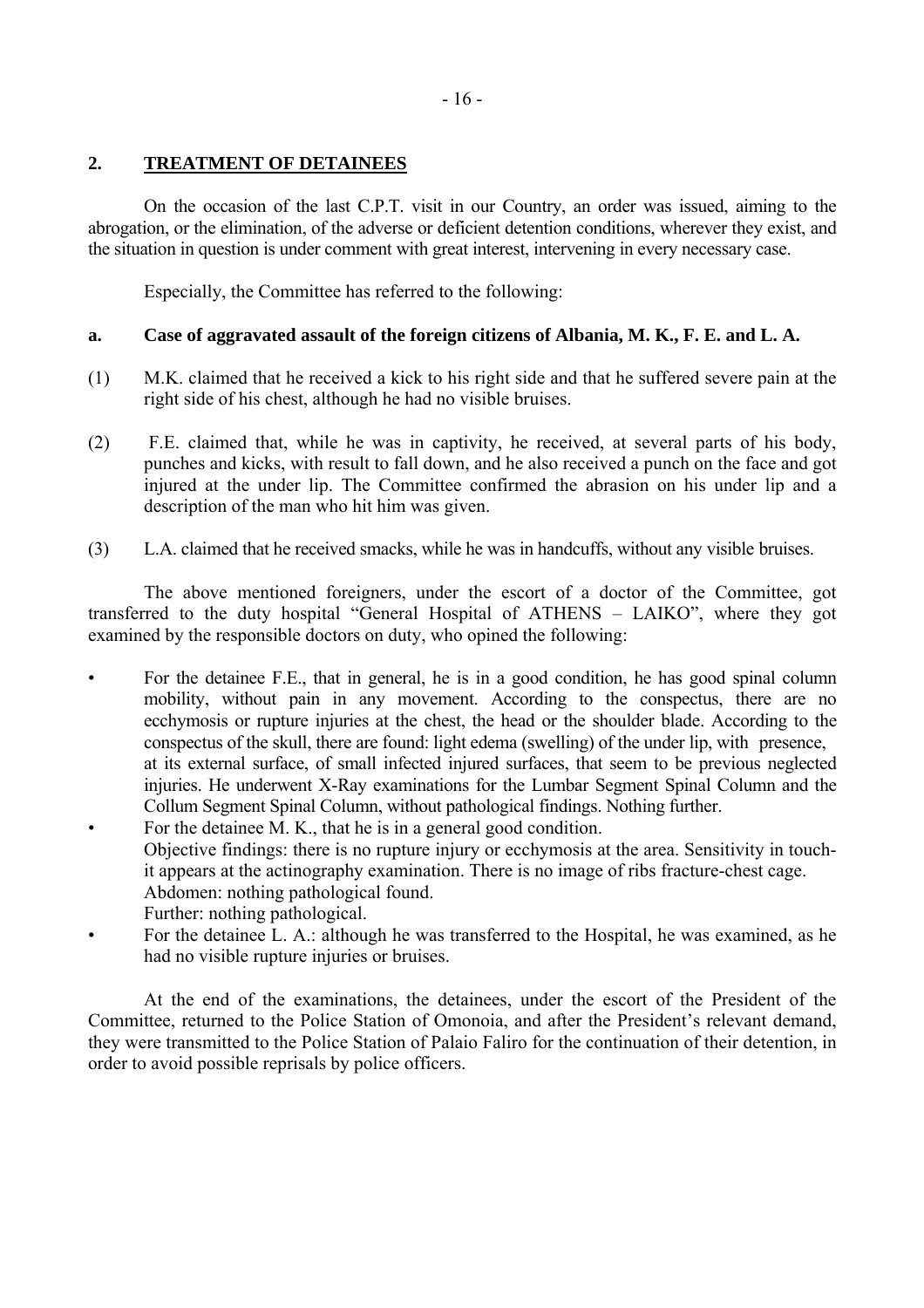## 2. TREATMENT OF DETAINEES

On the occasion of the last C.P.T. visit in our Country, an order was issued, aiming to the abrogation, or the elimination, of the adverse or deficient detention conditions, wherever they exist, and the situation in question is under comment with great interest, intervening in every necessary case.

Especially, the Committee has referred to the following:

### a. Case of aggravated assault of the foreign citizens of Albania, M. K., F. E. and L. A.

(1) M.K. claimed that he received a kick to his right side and that he suffered severe pain at the right side of his chest, although he had no visible bruises.

(2) F.E. claimed that, while he was in captivity, he received, at several parts of his body, punches and kicks, with result to fall down, and he also received a punch on the face and got injured at the under lip. The Committee confirmed the abrasion on his under lip and a description of the man who hit him was given.

(3) L.A. claimed that he received smacks, while he was in handcuffs, without any visible bruises.

The above mentioned foreigners, under the escort of a doctor of the Committee, got transferred to the duty hospital "General Hospital of ATHENS – LAIKO", where they got examined by the responsible doctors on duty, who opined the following:

- For the detainee F.E., that in general, he is in a good condition, he has good spinal column mobility, without pain in any movement. According to the conspectus, there are no ecchymosis or rupture injuries at the chest, the head or the shoulder blade. According to the conspectus of the skull, there are found: light edema (swelling) of the under lip, with presence, at its external surface, of small infected injured surfaces, that seem to be previous neglected injuries. He underwent X-Ray examinations for the Lumbar Segment Spinal Column and the Collum Segment Spinal Column, without pathological findings. Nothing further.
- For the detainee M. K., that he is in a general good condition.
  Objective findings: there is no rupture injury or ecchymosis at the area. Sensitivity in touch-it appears at the actinography examination. There is no image of ribs fracture-chest cage.
  Abdomen: nothing pathological found.
  Further: nothing pathological.
- For the detainee L. A.: although he was transferred to the Hospital, he was examined, as he had no visible rupture injuries or bruises.

At the end of the examinations, the detainees, under the escort of the President of the Committee, returned to the Police Station of Omonoia, and after the President's relevant demand, they were transmitted to the Police Station of Palaio Faliro for the continuation of their detention, in order to avoid possible reprisals by police officers.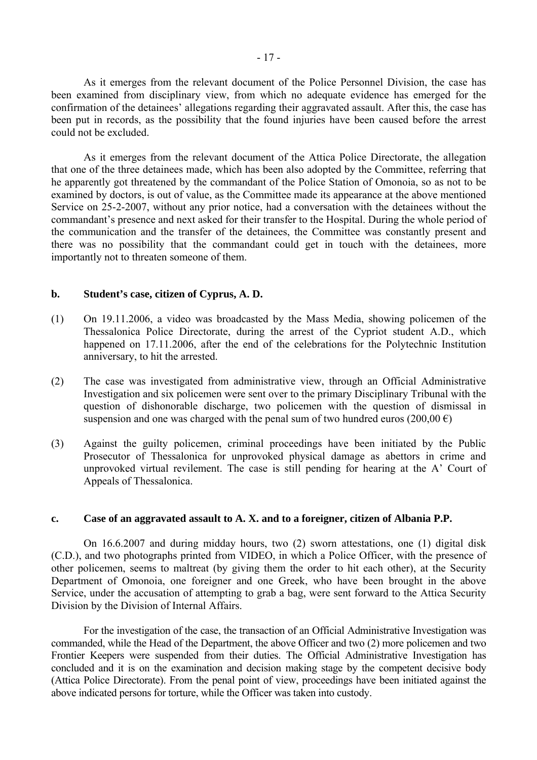As it emerges from the relevant document of the Police Personnel Division, the case has been examined from disciplinary view, from which no adequate evidence has emerged for the confirmation of the detainees' allegations regarding their aggravated assault. After this, the case has been put in records, as the possibility that the found injuries have been caused before the arrest could not be excluded.

As it emerges from the relevant document of the Attica Police Directorate, the allegation that one of the three detainees made, which has been also adopted by the Committee, referring that he apparently got threatened by the commandant of the Police Station of Omonoia, so as not to be examined by doctors, is out of value, as the Committee made its appearance at the above mentioned Service on 25-2-2007, without any prior notice, had a conversation with the detainees without the commandant's presence and next asked for their transfer to the Hospital. During the whole period of the communication and the transfer of the detainees, the Committee was constantly present and there was no possibility that the commandant could get in touch with the detainees, more importantly not to threaten someone of them.

**b. Student's case, citizen of Cyprus, A. D.**

(1) On 19.11.2006, a video was broadcasted by the Mass Media, showing policemen of the Thessalonica Police Directorate, during the arrest of the Cypriot student A.D., which happened on 17.11.2006, after the end of the celebrations for the Polytechnic Institution anniversary, to hit the arrested.

(2) The case was investigated from administrative view, through an Official Administrative Investigation and six policemen were sent over to the primary Disciplinary Tribunal with the question of dishonorable discharge, two policemen with the question of dismissal in suspension and one was charged with the penal sum of two hundred euros (200,00 €)

(3) Against the guilty policemen, criminal proceedings have been initiated by the Public Prosecutor of Thessalonica for unprovoked physical damage as abettors in crime and unprovoked virtual revilement. The case is still pending for hearing at the A' Court of Appeals of Thessalonica.

**c. Case of an aggravated assault to A. X. and to a foreigner, citizen of Albania P.P.**

On 16.6.2007 and during midday hours, two (2) sworn attestations, one (1) digital disk (C.D.), and two photographs printed from VIDEO, in which a Police Officer, with the presence of other policemen, seems to maltreat (by giving them the order to hit each other), at the Security Department of Omonoia, one foreigner and one Greek, who have been brought in the above Service, under the accusation of attempting to grab a bag, were sent forward to the Attica Security Division by the Division of Internal Affairs.

For the investigation of the case, the transaction of an Official Administrative Investigation was commanded, while the Head of the Department, the above Officer and two (2) more policemen and two Frontier Keepers were suspended from their duties. The Official Administrative Investigation has concluded and it is on the examination and decision making stage by the competent decisive body (Attica Police Directorate). From the penal point of view, proceedings have been initiated against the above indicated persons for torture, while the Officer was taken into custody.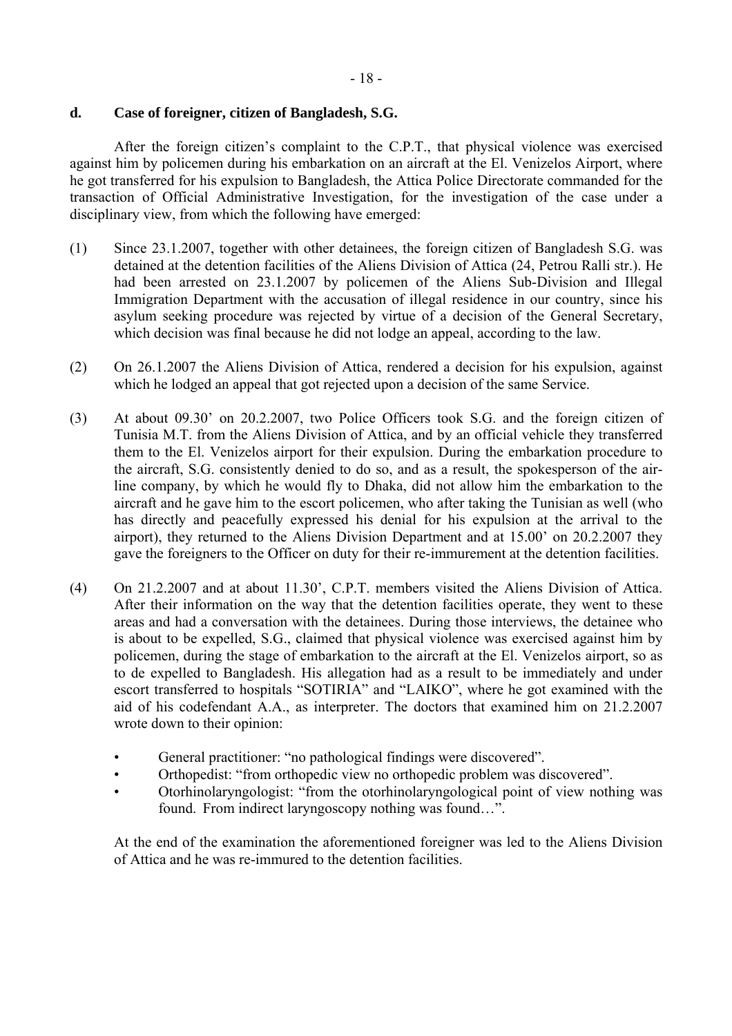**d. Case of foreigner, citizen of Bangladesh, S.G.**

After the foreign citizen's complaint to the C.P.T., that physical violence was exercised against him by policemen during his embarkation on an aircraft at the El. Venizelos Airport, where he got transferred for his expulsion to Bangladesh, the Attica Police Directorate commanded for the transaction of Official Administrative Investigation, for the investigation of the case under a disciplinary view, from which the following have emerged:

(1) Since 23.1.2007, together with other detainees, the foreign citizen of Bangladesh S.G. was detained at the detention facilities of the Aliens Division of Attica (24, Petrou Ralli str.). He had been arrested on 23.1.2007 by policemen of the Aliens Sub-Division and Illegal Immigration Department with the accusation of illegal residence in our country, since his asylum seeking procedure was rejected by virtue of a decision of the General Secretary, which decision was final because he did not lodge an appeal, according to the law.

(2) On 26.1.2007 the Aliens Division of Attica, rendered a decision for his expulsion, against which he lodged an appeal that got rejected upon a decision of the same Service.

(3) At about 09.30' on 20.2.2007, two Police Officers took S.G. and the foreign citizen of Tunisia M.T. from the Aliens Division of Attica, and by an official vehicle they transferred them to the El. Venizelos airport for their expulsion. During the embarkation procedure to the aircraft, S.G. consistently denied to do so, and as a result, the spokesperson of the air-line company, by which he would fly to Dhaka, did not allow him the embarkation to the aircraft and he gave him to the escort policemen, who after taking the Tunisian as well (who has directly and peacefully expressed his denial for his expulsion at the arrival to the airport), they returned to the Aliens Division Department and at 15.00' on 20.2.2007 they gave the foreigners to the Officer on duty for their re-immurement at the detention facilities.

(4) On 21.2.2007 and at about 11.30', C.P.T. members visited the Aliens Division of Attica. After their information on the way that the detention facilities operate, they went to these areas and had a conversation with the detainees. During those interviews, the detainee who is about to be expelled, S.G., claimed that physical violence was exercised against him by policemen, during the stage of embarkation to the aircraft at the El. Venizelos airport, so as to de expelled to Bangladesh. His allegation had as a result to be immediately and under escort transferred to hospitals "SOTIRIA" and "LAIKO", where he got examined with the aid of his codefendant A.A., as interpreter. The doctors that examined him on 21.2.2007 wrote down to their opinion:

- General practitioner: "no pathological findings were discovered".
- Orthopedist: "from orthopedic view no orthopedic problem was discovered".
- Otorhinolaryngologist: "from the otorhinolaryngological point of view nothing was found. From indirect laryngoscopy nothing was found…".

At the end of the examination the aforementioned foreigner was led to the Aliens Division of Attica and he was re-immured to the detention facilities.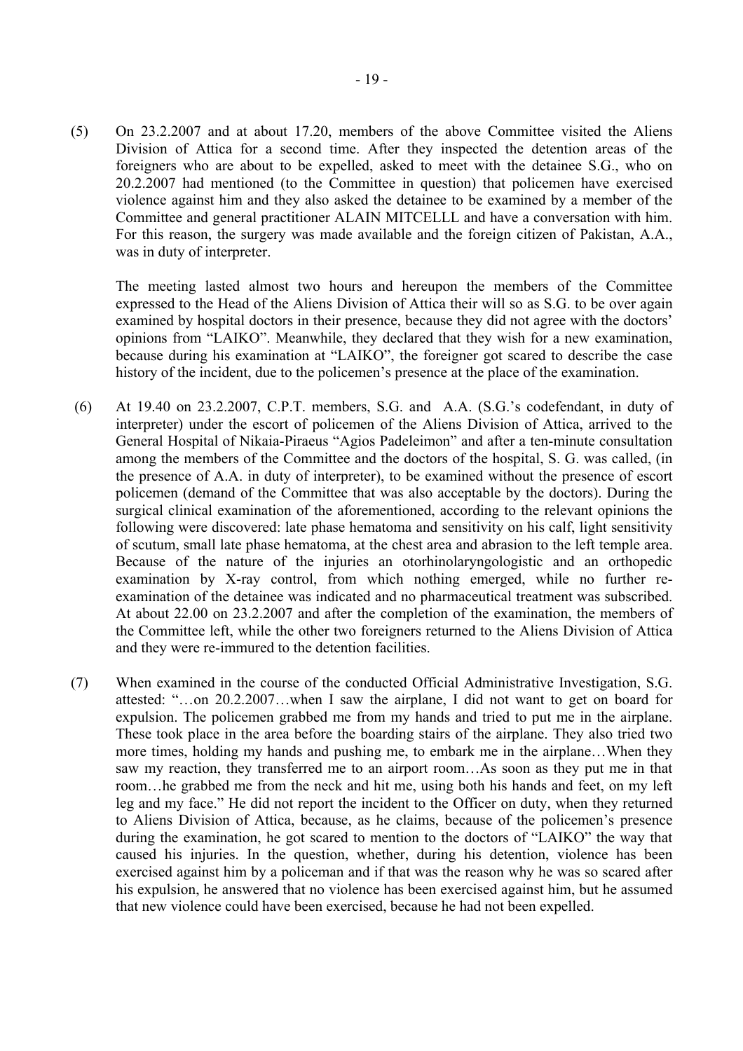(5) On 23.2.2007 and at about 17.20, members of the above Committee visited the Aliens Division of Attica for a second time. After they inspected the detention areas of the foreigners who are about to be expelled, asked to meet with the detainee S.G., who on 20.2.2007 had mentioned (to the Committee in question) that policemen have exercised violence against him and they also asked the detainee to be examined by a member of the Committee and general practitioner ALAIN MITCELLL and have a conversation with him. For this reason, the surgery was made available and the foreign citizen of Pakistan, A.A., was in duty of interpreter.

The meeting lasted almost two hours and hereupon the members of the Committee expressed to the Head of the Aliens Division of Attica their will so as S.G. to be over again examined by hospital doctors in their presence, because they did not agree with the doctors' opinions from "LAIKO". Meanwhile, they declared that they wish for a new examination, because during his examination at "LAIKO", the foreigner got scared to describe the case history of the incident, due to the policemen's presence at the place of the examination.

(6) At 19.40 on 23.2.2007, C.P.T. members, S.G. and A.A. (S.G.'s codefendant, in duty of interpreter) under the escort of policemen of the Aliens Division of Attica, arrived to the General Hospital of Nikaia-Piraeus "Agios Padeleimon" and after a ten-minute consultation among the members of the Committee and the doctors of the hospital, S. G. was called, (in the presence of A.A. in duty of interpreter), to be examined without the presence of escort policemen (demand of the Committee that was also acceptable by the doctors). During the surgical clinical examination of the aforementioned, according to the relevant opinions the following were discovered: late phase hematoma and sensitivity on his calf, light sensitivity of scutum, small late phase hematoma, at the chest area and abrasion to the left temple area. Because of the nature of the injuries an otorhinolaryngologistic and an orthopedic examination by X-ray control, from which nothing emerged, while no further re-examination of the detainee was indicated and no pharmaceutical treatment was subscribed. At about 22.00 on 23.2.2007 and after the completion of the examination, the members of the Committee left, while the other two foreigners returned to the Aliens Division of Attica and they were re-immured to the detention facilities.

(7) When examined in the course of the conducted Official Administrative Investigation, S.G. attested: "…on 20.2.2007…when I saw the airplane, I did not want to get on board for expulsion. The policemen grabbed me from my hands and tried to put me in the airplane. These took place in the area before the boarding stairs of the airplane. They also tried two more times, holding my hands and pushing me, to embark me in the airplane…When they saw my reaction, they transferred me to an airport room…As soon as they put me in that room…he grabbed me from the neck and hit me, using both his hands and feet, on my left leg and my face." He did not report the incident to the Officer on duty, when they returned to Aliens Division of Attica, because, as he claims, because of the policemen's presence during the examination, he got scared to mention to the doctors of "LAIKO" the way that caused his injuries. In the question, whether, during his detention, violence has been exercised against him by a policeman and if that was the reason why he was so scared after his expulsion, he answered that no violence has been exercised against him, but he assumed that new violence could have been exercised, because he had not been expelled.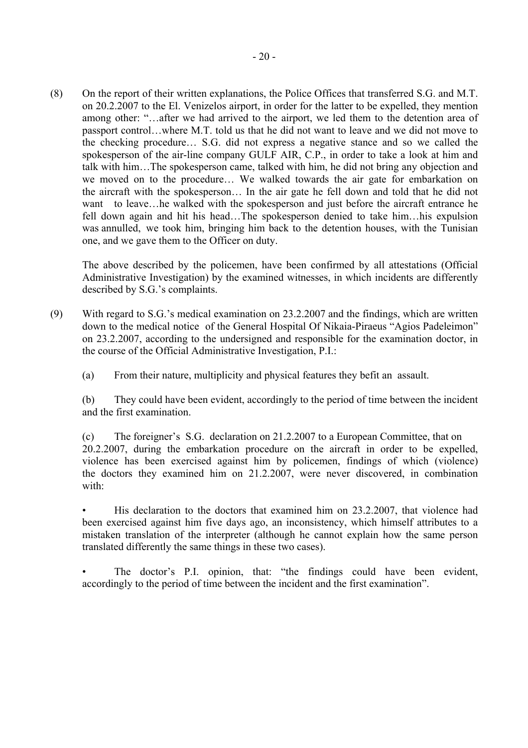(8) On the report of their written explanations, the Police Offices that transferred S.G. and M.T. on 20.2.2007 to the El. Venizelos airport, in order for the latter to be expelled, they mention among other: "…after we had arrived to the airport, we led them to the detention area of passport control…where M.T. told us that he did not want to leave and we did not move to the checking procedure… S.G. did not express a negative stance and so we called the spokesperson of the air-line company GULF AIR, C.P., in order to take a look at him and talk with him…The spokesperson came, talked with him, he did not bring any objection and we moved on to the procedure… We walked towards the air gate for embarkation on the aircraft with the spokesperson… In the air gate he fell down and told that he did not want to leave…he walked with the spokesperson and just before the aircraft entrance he fell down again and hit his head…The spokesperson denied to take him…his expulsion was annulled, we took him, bringing him back to the detention houses, with the Tunisian one, and we gave them to the Officer on duty.

The above described by the policemen, have been confirmed by all attestations (Official Administrative Investigation) by the examined witnesses, in which incidents are differently described by S.G.'s complaints.

(9) With regard to S.G.'s medical examination on 23.2.2007 and the findings, which are written down to the medical notice of the General Hospital Of Nikaia-Piraeus "Agios Padeleimon" on 23.2.2007, according to the undersigned and responsible for the examination doctor, in the course of the Official Administrative Investigation, P.I.:

(a) From their nature, multiplicity and physical features they befit an assault.

(b) They could have been evident, accordingly to the period of time between the incident and the first examination.

(c) The foreigner's S.G. declaration on 21.2.2007 to a European Committee, that on 20.2.2007, during the embarkation procedure on the aircraft in order to be expelled, violence has been exercised against him by policemen, findings of which (violence) the doctors they examined him on 21.2.2007, were never discovered, in combination with:

- His declaration to the doctors that examined him on 23.2.2007, that violence had been exercised against him five days ago, an inconsistency, which himself attributes to a mistaken translation of the interpreter (although he cannot explain how the same person translated differently the same things in these two cases).

- The doctor's P.I. opinion, that: "the findings could have been evident, accordingly to the period of time between the incident and the first examination".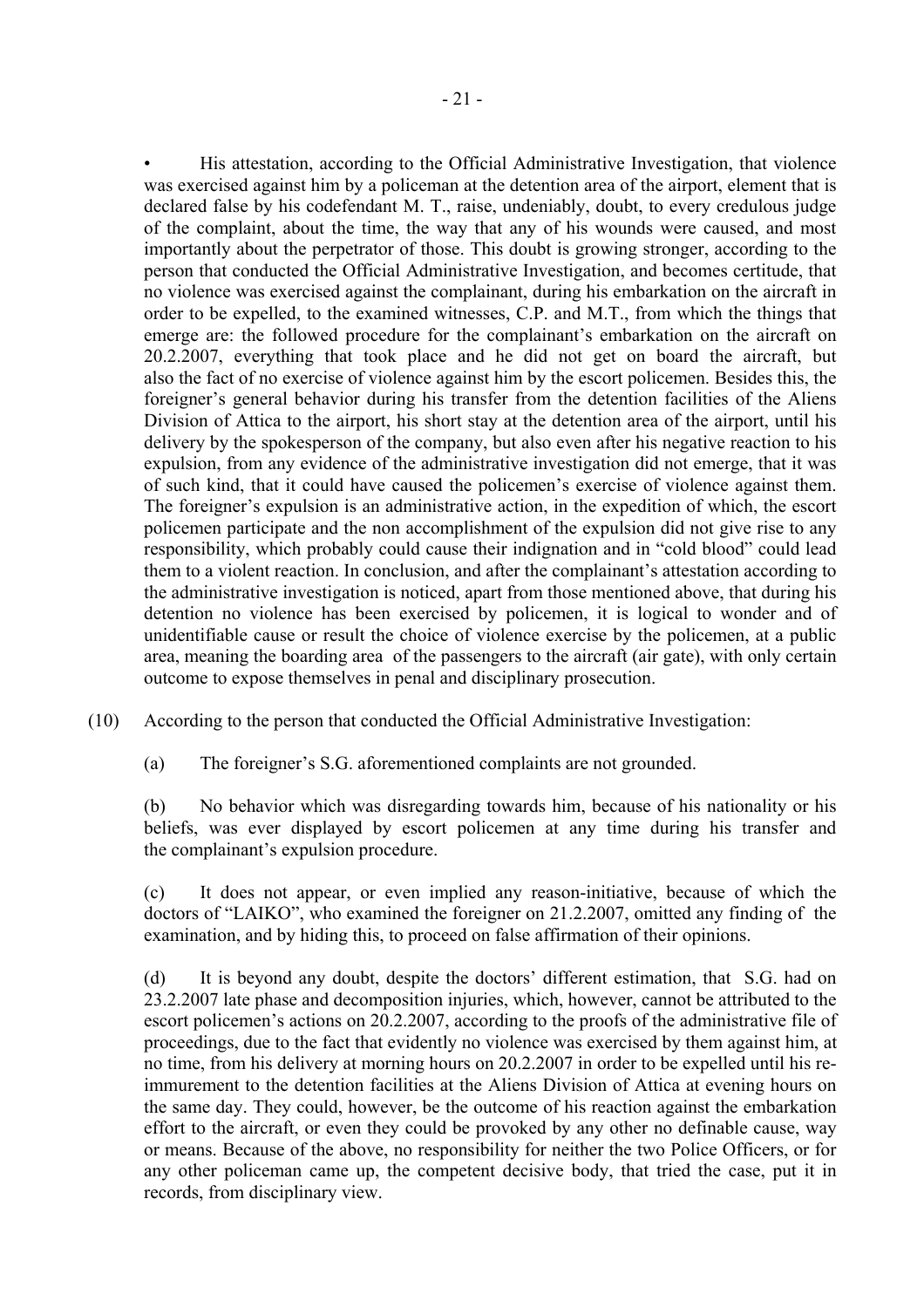- His attestation, according to the Official Administrative Investigation, that violence was exercised against him by a policeman at the detention area of the airport, element that is declared false by his codefendant M. T., raise, undeniably, doubt, to every credulous judge of the complaint, about the time, the way that any of his wounds were caused, and most importantly about the perpetrator of those. This doubt is growing stronger, according to the person that conducted the Official Administrative Investigation, and becomes certitude, that no violence was exercised against the complainant, during his embarkation on the aircraft in order to be expelled, to the examined witnesses, C.P. and M.T., from which the things that emerge are: the followed procedure for the complainant's embarkation on the aircraft on 20.2.2007, everything that took place and he did not get on board the aircraft, but also the fact of no exercise of violence against him by the escort policemen. Besides this, the foreigner's general behavior during his transfer from the detention facilities of the Aliens Division of Attica to the airport, his short stay at the detention area of the airport, until his delivery by the spokesperson of the company, but also even after his negative reaction to his expulsion, from any evidence of the administrative investigation did not emerge, that it was of such kind, that it could have caused the policemen's exercise of violence against them. The foreigner's expulsion is an administrative action, in the expedition of which, the escort policemen participate and the non accomplishment of the expulsion did not give rise to any responsibility, which probably could cause their indignation and in "cold blood" could lead them to a violent reaction. In conclusion, and after the complainant's attestation according to the administrative investigation is noticed, apart from those mentioned above, that during his detention no violence has been exercised by policemen, it is logical to wonder and of unidentifiable cause or result the choice of violence exercise by the policemen, at a public area, meaning the boarding area of the passengers to the aircraft (air gate), with only certain outcome to expose themselves in penal and disciplinary prosecution.

(10) According to the person that conducted the Official Administrative Investigation:

(a) The foreigner's S.G. aforementioned complaints are not grounded.

(b) No behavior which was disregarding towards him, because of his nationality or his beliefs, was ever displayed by escort policemen at any time during his transfer and the complainant's expulsion procedure.

(c) It does not appear, or even implied any reason-initiative, because of which the doctors of "LAIKO", who examined the foreigner on 21.2.2007, omitted any finding of the examination, and by hiding this, to proceed on false affirmation of their opinions.

(d) It is beyond any doubt, despite the doctors' different estimation, that S.G. had on 23.2.2007 late phase and decomposition injuries, which, however, cannot be attributed to the escort policemen's actions on 20.2.2007, according to the proofs of the administrative file of proceedings, due to the fact that evidently no violence was exercised by them against him, at no time, from his delivery at morning hours on 20.2.2007 in order to be expelled until his re-immurement to the detention facilities at the Aliens Division of Attica at evening hours on the same day. They could, however, be the outcome of his reaction against the embarkation effort to the aircraft, or even they could be provoked by any other no definable cause, way or means. Because of the above, no responsibility for neither the two Police Officers, or for any other policeman came up, the competent decisive body, that tried the case, put it in records, from disciplinary view.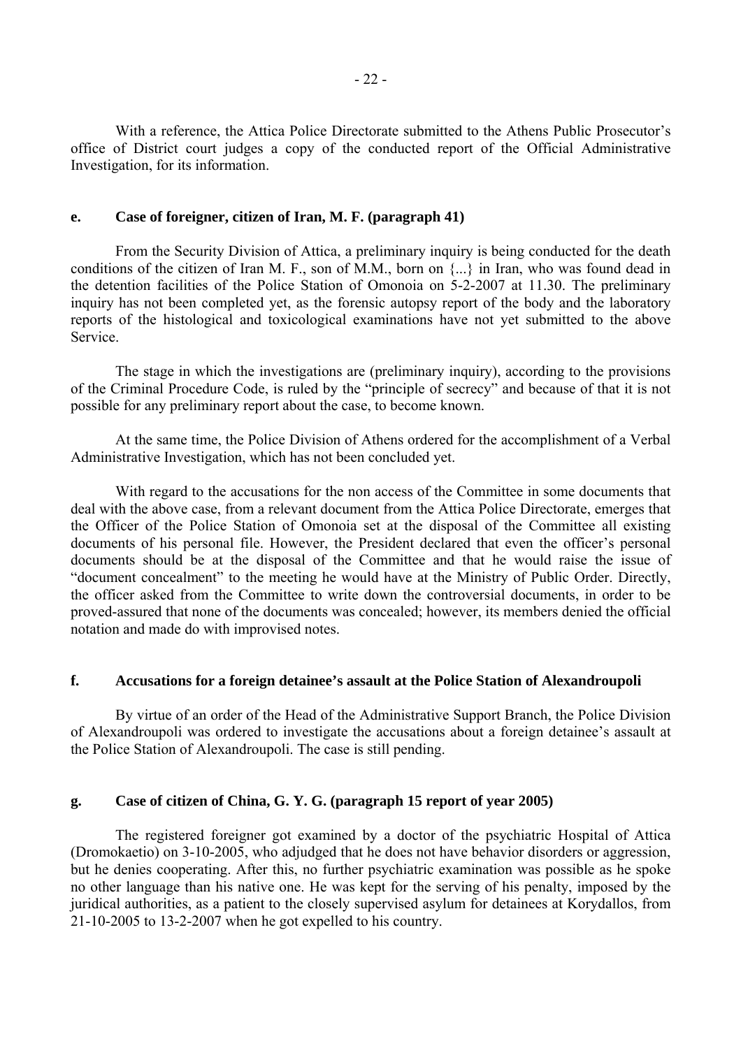With a reference, the Attica Police Directorate submitted to the Athens Public Prosecutor's office of District court judges a copy of the conducted report of the Official Administrative Investigation, for its information.

**e. Case of foreigner, citizen of Iran, M. F. (paragraph 41)**

From the Security Division of Attica, a preliminary inquiry is being conducted for the death conditions of the citizen of Iran M. F., son of M.M., born on {...} in Iran, who was found dead in the detention facilities of the Police Station of Omonoia on 5-2-2007 at 11.30. The preliminary inquiry has not been completed yet, as the forensic autopsy report of the body and the laboratory reports of the histological and toxicological examinations have not yet submitted to the above Service.

The stage in which the investigations are (preliminary inquiry), according to the provisions of the Criminal Procedure Code, is ruled by the "principle of secrecy" and because of that it is not possible for any preliminary report about the case, to become known.

At the same time, the Police Division of Athens ordered for the accomplishment of a Verbal Administrative Investigation, which has not been concluded yet.

With regard to the accusations for the non access of the Committee in some documents that deal with the above case, from a relevant document from the Attica Police Directorate, emerges that the Officer of the Police Station of Omonoia set at the disposal of the Committee all existing documents of his personal file. However, the President declared that even the officer's personal documents should be at the disposal of the Committee and that he would raise the issue of "document concealment" to the meeting he would have at the Ministry of Public Order. Directly, the officer asked from the Committee to write down the controversial documents, in order to be proved-assured that none of the documents was concealed; however, its members denied the official notation and made do with improvised notes.

**f. Accusations for a foreign detainee's assault at the Police Station of Alexandroupoli**

By virtue of an order of the Head of the Administrative Support Branch, the Police Division of Alexandroupoli was ordered to investigate the accusations about a foreign detainee's assault at the Police Station of Alexandroupoli. The case is still pending.

**g. Case of citizen of China, G. Y. G. (paragraph 15 report of year 2005)**

The registered foreigner got examined by a doctor of the psychiatric Hospital of Attica (Dromokaetio) on 3-10-2005, who adjudged that he does not have behavior disorders or aggression, but he denies cooperating. After this, no further psychiatric examination was possible as he spoke no other language than his native one. He was kept for the serving of his penalty, imposed by the juridical authorities, as a patient to the closely supervised asylum for detainees at Korydallos, from 21-10-2005 to 13-2-2007 when he got expelled to his country.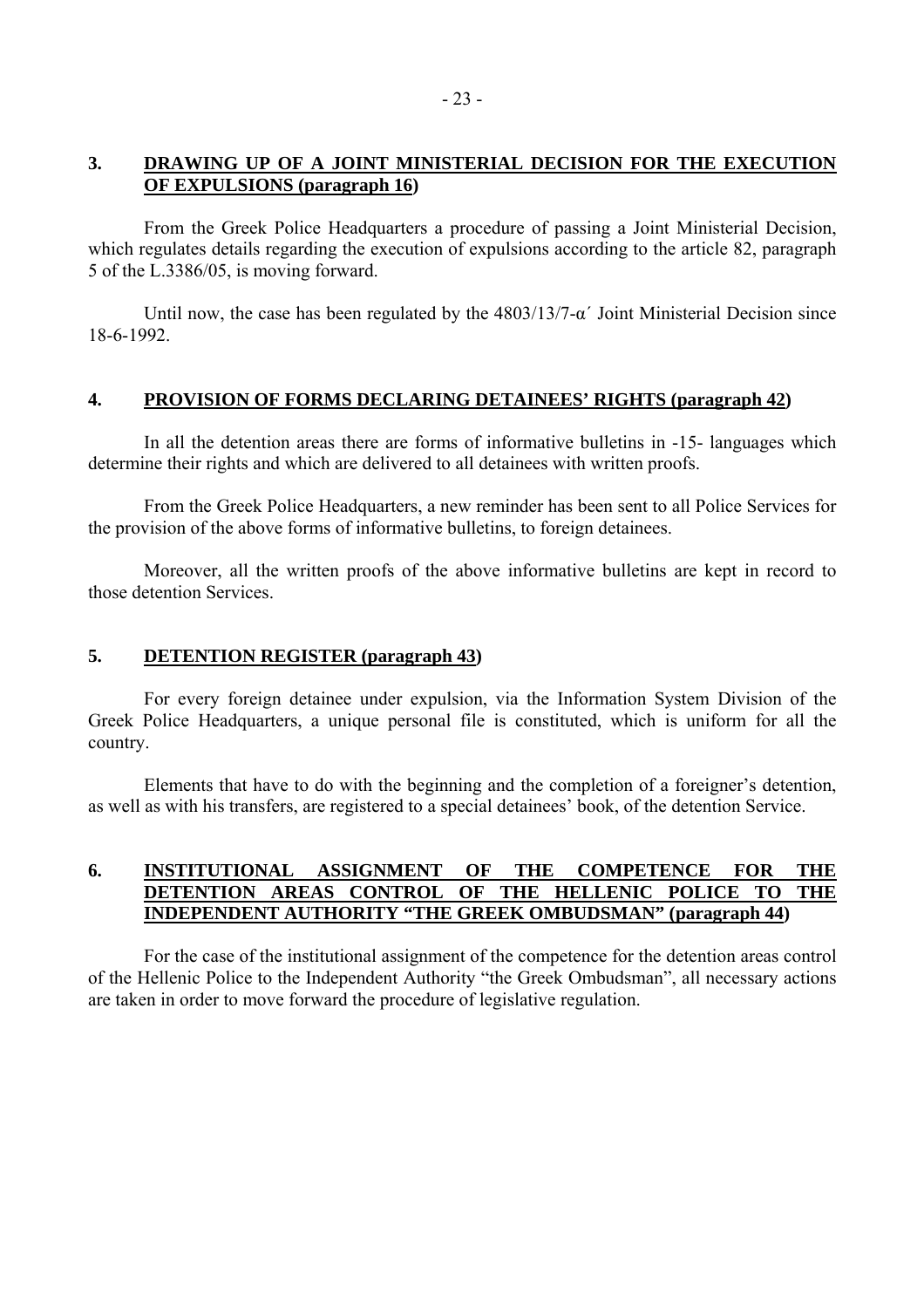## 3. DRAWING UP OF A JOINT MINISTERIAL DECISION FOR THE EXECUTION OF EXPULSIONS (paragraph 16)

From the Greek Police Headquarters a procedure of passing a Joint Ministerial Decision, which regulates details regarding the execution of expulsions according to the article 82, paragraph 5 of the L.3386/05, is moving forward.

Until now, the case has been regulated by the 4803/13/7-α΄ Joint Ministerial Decision since 18-6-1992.

## 4. PROVISION OF FORMS DECLARING DETAINEES' RIGHTS (paragraph 42)

In all the detention areas there are forms of informative bulletins in -15- languages which determine their rights and which are delivered to all detainees with written proofs.

From the Greek Police Headquarters, a new reminder has been sent to all Police Services for the provision of the above forms of informative bulletins, to foreign detainees.

Moreover, all the written proofs of the above informative bulletins are kept in record to those detention Services.

## 5. DETENTION REGISTER (paragraph 43)

For every foreign detainee under expulsion, via the Information System Division of the Greek Police Headquarters, a unique personal file is constituted, which is uniform for all the country.

Elements that have to do with the beginning and the completion of a foreigner's detention, as well as with his transfers, are registered to a special detainees' book, of the detention Service.

## 6. INSTITUTIONAL ASSIGNMENT OF THE COMPETENCE FOR THE DETENTION AREAS CONTROL OF THE HELLENIC POLICE TO THE INDEPENDENT AUTHORITY "THE GREEK OMBUDSMAN" (paragraph 44)

For the case of the institutional assignment of the competence for the detention areas control of the Hellenic Police to the Independent Authority "the Greek Ombudsman", all necessary actions are taken in order to move forward the procedure of legislative regulation.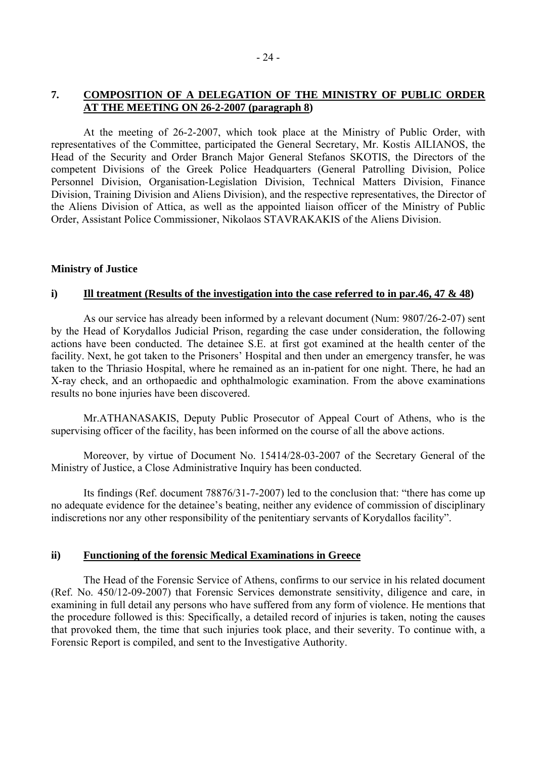## 7. COMPOSITION OF A DELEGATION OF THE MINISTRY OF PUBLIC ORDER AT THE MEETING ON 26-2-2007 (paragraph 8)

At the meeting of 26-2-2007, which took place at the Ministry of Public Order, with representatives of the Committee, participated the General Secretary, Mr. Kostis AILIANOS, the Head of the Security and Order Branch Major General Stefanos SKOTIS, the Directors of the competent Divisions of the Greek Police Headquarters (General Patrolling Division, Police Personnel Division, Organisation-Legislation Division, Technical Matters Division, Finance Division, Training Division and Aliens Division), and the respective representatives, the Director of the Aliens Division of Attica, as well as the appointed liaison officer of the Ministry of Public Order, Assistant Police Commissioner, Nikolaos STAVRAKAKIS of the Aliens Division.

**Ministry of Justice**

### i) Ill treatment (Results of the investigation into the case referred to in par.46, 47 & 48)

As our service has already been informed by a relevant document (Num: 9807/26-2-07) sent by the Head of Korydallos Judicial Prison, regarding the case under consideration, the following actions have been conducted. The detainee S.E. at first got examined at the health center of the facility. Next, he got taken to the Prisoners' Hospital and then under an emergency transfer, he was taken to the Thriasio Hospital, where he remained as an in-patient for one night. There, he had an X-ray check, and an orthopaedic and ophthalmologic examination. From the above examinations results no bone injuries have been discovered.

Mr.ATHANASAKIS, Deputy Public Prosecutor of Appeal Court of Athens, who is the supervising officer of the facility, has been informed on the course of all the above actions.

Moreover, by virtue of Document No. 15414/28-03-2007 of the Secretary General of the Ministry of Justice, a Close Administrative Inquiry has been conducted.

Its findings (Ref. document 78876/31-7-2007) led to the conclusion that: "there has come up no adequate evidence for the detainee's beating, neither any evidence of commission of disciplinary indiscretions nor any other responsibility of the penitentiary servants of Korydallos facility".

### ii) Functioning of the forensic Medical Examinations in Greece

The Head of the Forensic Service of Athens, confirms to our service in his related document (Ref. No. 450/12-09-2007) that Forensic Services demonstrate sensitivity, diligence and care, in examining in full detail any persons who have suffered from any form of violence. He mentions that the procedure followed is this: Specifically, a detailed record of injuries is taken, noting the causes that provoked them, the time that such injuries took place, and their severity. To continue with, a Forensic Report is compiled, and sent to the Investigative Authority.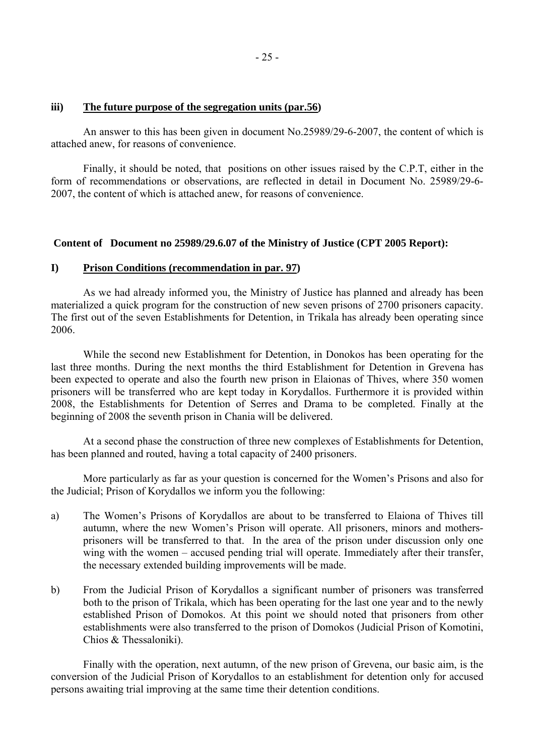### iii) The future purpose of the segregation units (par.56)

An answer to this has been given in document No.25989/29-6-2007, the content of which is attached anew, for reasons of convenience.

Finally, it should be noted, that positions on other issues raised by the C.P.T, either in the form of recommendations or observations, are reflected in detail in Document No. 25989/29-6-2007, the content of which is attached anew, for reasons of convenience.

**Content of Document no 25989/29.6.07 of the Ministry of Justice (CPT 2005 Report):**

### I) Prison Conditions (recommendation in par. 97)

As we had already informed you, the Ministry of Justice has planned and already has been materialized a quick program for the construction of new seven prisons of 2700 prisoners capacity. The first out of the seven Establishments for Detention, in Trikala has already been operating since 2006.

While the second new Establishment for Detention, in Donokos has been operating for the last three months. During the next months the third Establishment for Detention in Grevena has been expected to operate and also the fourth new prison in Elaionas of Thives, where 350 women prisoners will be transferred who are kept today in Korydallos. Furthermore it is provided within 2008, the Establishments for Detention of Serres and Drama to be completed. Finally at the beginning of 2008 the seventh prison in Chania will be delivered.

At a second phase the construction of three new complexes of Establishments for Detention, has been planned and routed, having a total capacity of 2400 prisoners.

More particularly as far as your question is concerned for the Women's Prisons and also for the Judicial; Prison of Korydallos we inform you the following:

a) The Women's Prisons of Korydallos are about to be transferred to Elaiona of Thives till autumn, where the new Women's Prison will operate. All prisoners, minors and mothers-prisoners will be transferred to that. In the area of the prison under discussion only one wing with the women – accused pending trial will operate. Immediately after their transfer, the necessary extended building improvements will be made.

b) From the Judicial Prison of Korydallos a significant number of prisoners was transferred both to the prison of Trikala, which has been operating for the last one year and to the newly established Prison of Domokos. At this point we should noted that prisoners from other establishments were also transferred to the prison of Domokos (Judicial Prison of Komotini, Chios & Thessaloniki).

Finally with the operation, next autumn, of the new prison of Grevena, our basic aim, is the conversion of the Judicial Prison of Korydallos to an establishment for detention only for accused persons awaiting trial improving at the same time their detention conditions.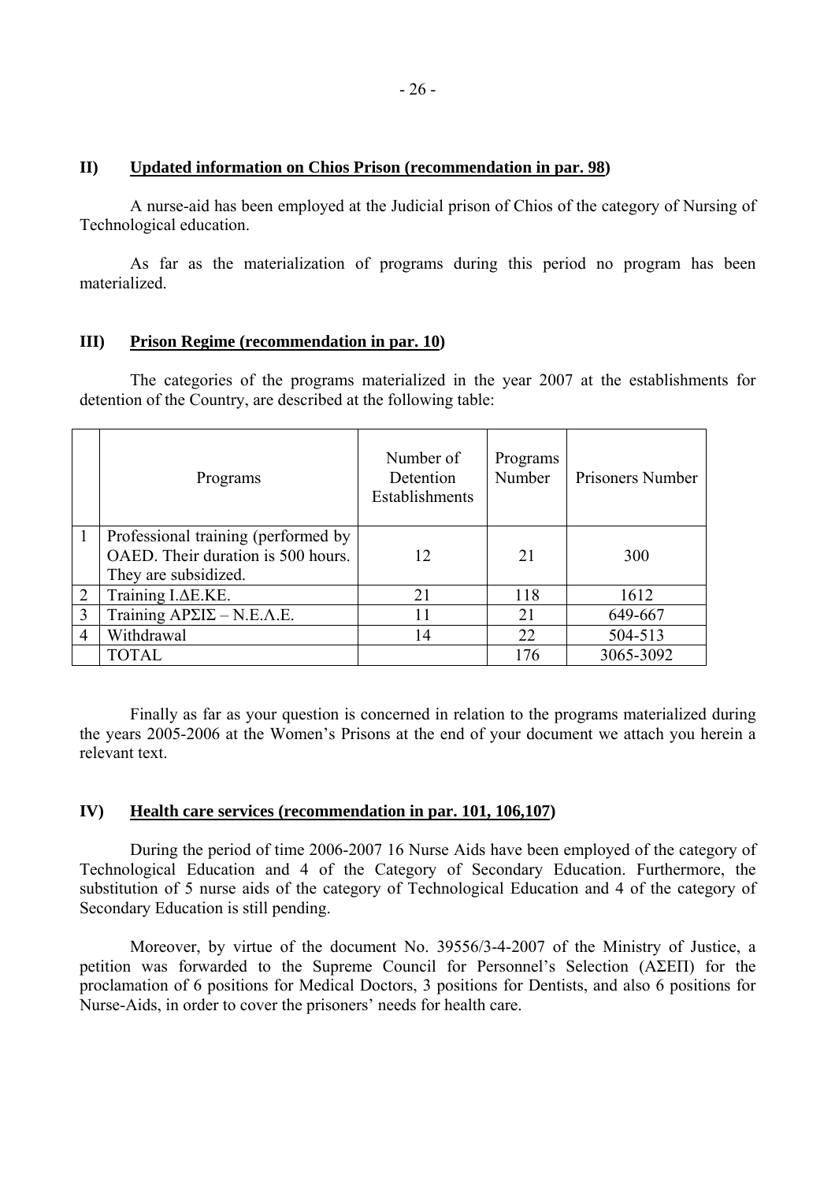**II) Updated information on Chios Prison (recommendation in par. 98)**

A nurse-aid has been employed at the Judicial prison of Chios of the category of Nursing of Technological education.

As far as the materialization of programs during this period no program has been materialized.

**III) Prison Regime (recommendation in par. 10)**

The categories of the programs materialized in the year 2007 at the establishments for detention of the Country, are described at the following table:

| | Programs | Number of Detention Establishments | Programs Number | Prisoners Number |
|---|---|---|---|---|
| 1 | Professional training (performed by OAED. Their duration is 500 hours. They are subsidized. | 12 | 21 | 300 |
| 2 | Training I.ΔE.KE. | 21 | 118 | 1612 |
| 3 | Training ΑΡΣΙΣ – N.E.Λ.E. | 11 | 21 | 649-667 |
| 4 | Withdrawal | 14 | 22 | 504-513 |
| | TOTAL | | 176 | 3065-3092 |

Finally as far as your question is concerned in relation to the programs materialized during the years 2005-2006 at the Women's Prisons at the end of your document we attach you herein a relevant text.

**IV) Health care services (recommendation in par. 101, 106,107)**

During the period of time 2006-2007 16 Nurse Aids have been employed of the category of Technological Education and 4 of the Category of Secondary Education. Furthermore, the substitution of 5 nurse aids of the category of Technological Education and 4 of the category of Secondary Education is still pending.

Moreover, by virtue of the document No. 39556/3-4-2007 of the Ministry of Justice, a petition was forwarded to the Supreme Council for Personnel's Selection (ΑΣΕΠ) for the proclamation of 6 positions for Medical Doctors, 3 positions for Dentists, and also 6 positions for Nurse-Aids, in order to cover the prisoners' needs for health care.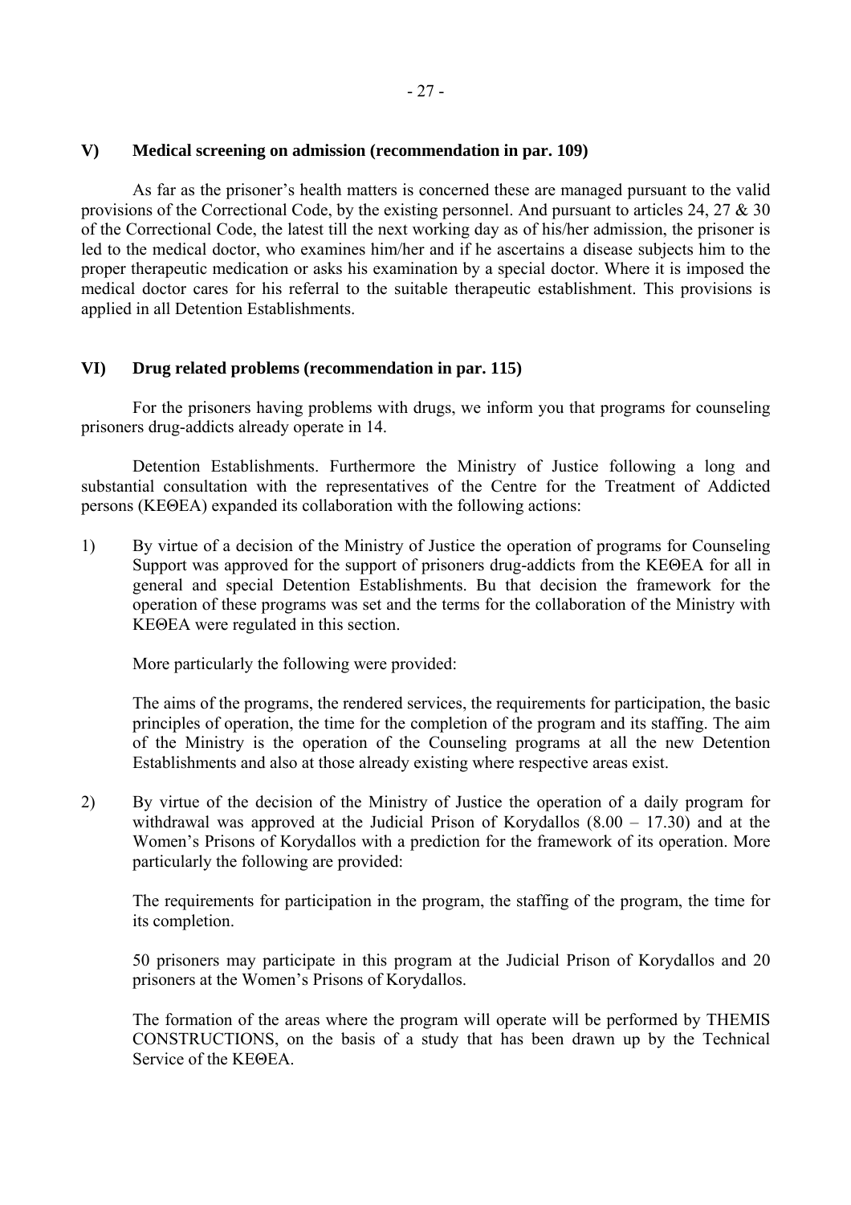## V) Medical screening on admission (recommendation in par. 109)

As far as the prisoner's health matters is concerned these are managed pursuant to the valid provisions of the Correctional Code, by the existing personnel. And pursuant to articles 24, 27 & 30 of the Correctional Code, the latest till the next working day as of his/her admission, the prisoner is led to the medical doctor, who examines him/her and if he ascertains a disease subjects him to the proper therapeutic medication or asks his examination by a special doctor. Where it is imposed the medical doctor cares for his referral to the suitable therapeutic establishment. This provisions is applied in all Detention Establishments.

## VI) Drug related problems (recommendation in par. 115)

For the prisoners having problems with drugs, we inform you that programs for counseling prisoners drug-addicts already operate in 14.

Detention Establishments. Furthermore the Ministry of Justice following a long and substantial consultation with the representatives of the Centre for the Treatment of Addicted persons (ΚΕΘΕΑ) expanded its collaboration with the following actions:

1) By virtue of a decision of the Ministry of Justice the operation of programs for Counseling Support was approved for the support of prisoners drug-addicts from the ΚΕΘΕΑ for all in general and special Detention Establishments. Bu that decision the framework for the operation of these programs was set and the terms for the collaboration of the Ministry with ΚΕΘΕΑ were regulated in this section.

   More particularly the following were provided:

   The aims of the programs, the rendered services, the requirements for participation, the basic principles of operation, the time for the completion of the program and its staffing. The aim of the Ministry is the operation of the Counseling programs at all the new Detention Establishments and also at those already existing where respective areas exist.

2) By virtue of the decision of the Ministry of Justice the operation of a daily program for withdrawal was approved at the Judicial Prison of Korydallos (8.00 – 17.30) and at the Women's Prisons of Korydallos with a prediction for the framework of its operation. More particularly the following are provided:

   The requirements for participation in the program, the staffing of the program, the time for its completion.

   50 prisoners may participate in this program at the Judicial Prison of Korydallos and 20 prisoners at the Women's Prisons of Korydallos.

   The formation of the areas where the program will operate will be performed by THEMIS CONSTRUCTIONS, on the basis of a study that has been drawn up by the Technical Service of the ΚΕΘΕΑ.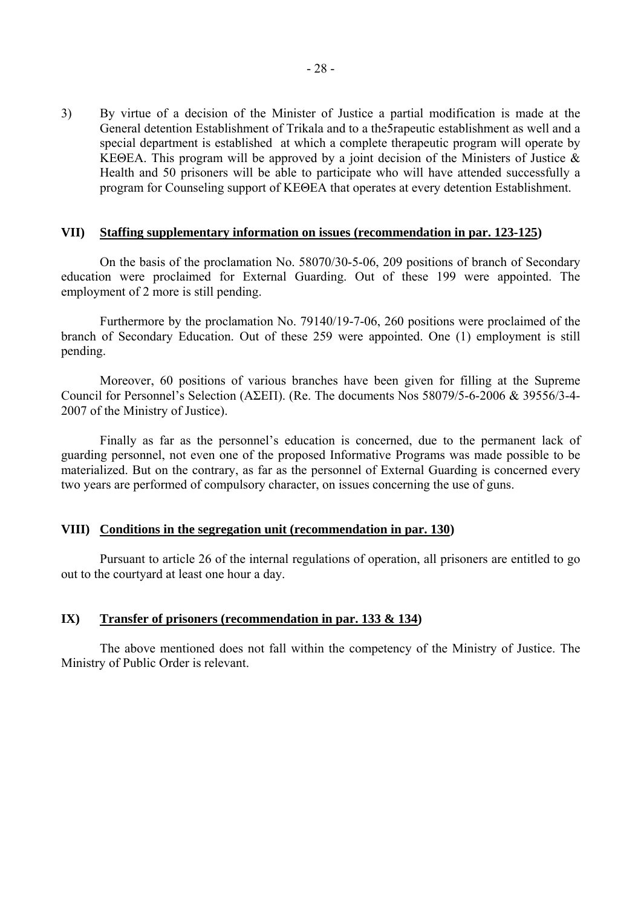3) By virtue of a decision of the Minister of Justice a partial modification is made at the General detention Establishment of Trikala and to a the5rapeutic establishment as well and a special department is established at which a complete therapeutic program will operate by ΚΕΘΕΑ. This program will be approved by a joint decision of the Ministers of Justice & Health and 50 prisoners will be able to participate who will have attended successfully a program for Counseling support of ΚΕΘΕΑ that operates at every detention Establishment.

## VII) Staffing supplementary information on issues (recommendation in par. 123-125)

On the basis of the proclamation No. 58070/30-5-06, 209 positions of branch of Secondary education were proclaimed for External Guarding. Out of these 199 were appointed. The employment of 2 more is still pending.

Furthermore by the proclamation No. 79140/19-7-06, 260 positions were proclaimed of the branch of Secondary Education. Out of these 259 were appointed. One (1) employment is still pending.

Moreover, 60 positions of various branches have been given for filling at the Supreme Council for Personnel's Selection (ΑΣΕΠ). (Re. The documents Nos 58079/5-6-2006 & 39556/3-4-2007 of the Ministry of Justice).

Finally as far as the personnel's education is concerned, due to the permanent lack of guarding personnel, not even one of the proposed Informative Programs was made possible to be materialized. But on the contrary, as far as the personnel of External Guarding is concerned every two years are performed of compulsory character, on issues concerning the use of guns.

## VIII) Conditions in the segregation unit (recommendation in par. 130)

Pursuant to article 26 of the internal regulations of operation, all prisoners are entitled to go out to the courtyard at least one hour a day.

## IX) Transfer of prisoners (recommendation in par. 133 & 134)

The above mentioned does not fall within the competency of the Ministry of Justice. The Ministry of Public Order is relevant.